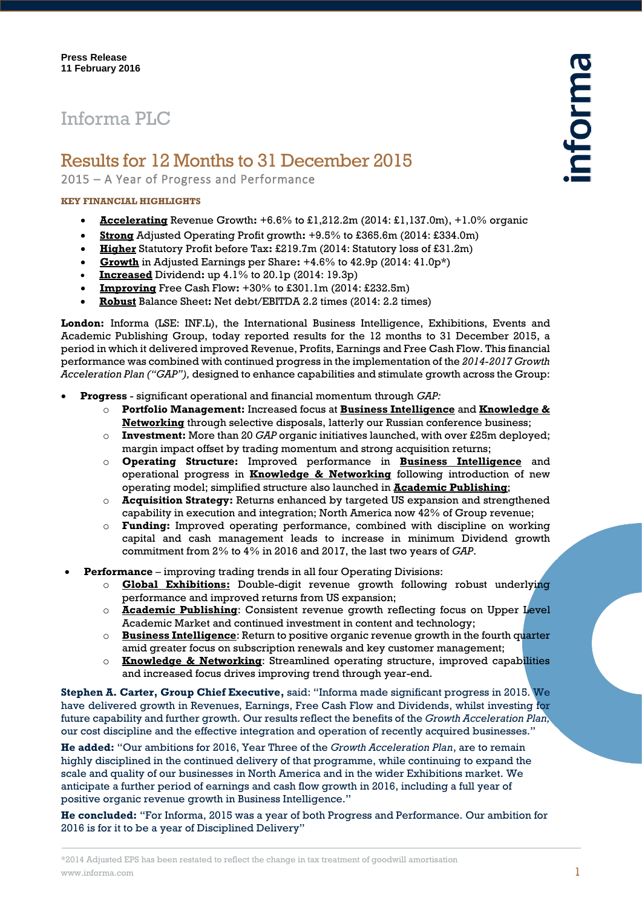Press Release
11 February 2016

# Informa PLC

## Results for 12 Months to 31 December 2015

2015 – A Year of Progress and Performance

**KEY FINANCIAL HIGHLIGHTS**

- **Accelerating** Revenue Growth**:** +6.6% to £1,212.2m (2014: £1,137.0m), +1.0% organic
- **Strong** Adjusted Operating Profit growth**:** +9.5% to £365.6m (2014: £334.0m)
- **Higher** Statutory Profit before Tax**:** £219.7m (2014: Statutory loss of £31.2m)
- **Growth** in Adjusted Earnings per Share**:** +4.6% to 42.9p (2014: 41.0p*)
- **Increased** Dividend**:** up 4.1% to 20.1p (2014: 19.3p)
- **Improving** Free Cash Flow**:** +30% to £301.1m (2014: £232.5m)
- **Robust** Balance Sheet**:** Net debt/EBITDA 2.2 times (2014: 2.2 times)

**London:** Informa (LSE: INF.L), the International Business Intelligence, Exhibitions, Events and Academic Publishing Group, today reported results for the 12 months to 31 December 2015, a period in which it delivered improved Revenue, Profits, Earnings and Free Cash Flow. This financial performance was combined with continued progress in the implementation of the *2014-2017 Growth Acceleration Plan ("GAP"),* designed to enhance capabilities and stimulate growth across the Group:

- **Progress** - significant operational and financial momentum through *GAP:*
  - **Portfolio Management:** Increased focus at **Business Intelligence** and **Knowledge & Networking** through selective disposals, latterly our Russian conference business;
  - **Investment:** More than 20 *GAP* organic initiatives launched, with over £25m deployed; margin impact offset by trading momentum and strong acquisition returns;
  - **Operating Structure:** Improved performance in **Business Intelligence** and operational progress in **Knowledge & Networking** following introduction of new operating model; simplified structure also launched in **Academic Publishing**;
  - **Acquisition Strategy:** Returns enhanced by targeted US expansion and strengthened capability in execution and integration; North America now 42% of Group revenue;
  - **Funding:** Improved operating performance, combined with discipline on working capital and cash management leads to increase in minimum Dividend growth commitment from 2% to 4% in 2016 and 2017, the last two years of *GAP*.
- **Performance** – improving trading trends in all four Operating Divisions:
  - **Global Exhibitions:** Double-digit revenue growth following robust underlying performance and improved returns from US expansion;
  - **Academic Publishing**: Consistent revenue growth reflecting focus on Upper Level Academic Market and continued investment in content and technology;
  - **Business Intelligence**: Return to positive organic revenue growth in the fourth quarter amid greater focus on subscription renewals and key customer management;
  - **Knowledge & Networking**: Streamlined operating structure, improved capabilities and increased focus drives improving trend through year-end.

**Stephen A. Carter, Group Chief Executive,** said: "Informa made significant progress in 2015. We have delivered growth in Revenues, Earnings, Free Cash Flow and Dividends, whilst investing for future capability and further growth. Our results reflect the benefits of the *Growth Acceleration Plan,* our cost discipline and the effective integration and operation of recently acquired businesses."

**He added:** "Our ambitions for 2016, Year Three of the *Growth Acceleration Plan*, are to remain highly disciplined in the continued delivery of that programme, while continuing to expand the scale and quality of our businesses in North America and in the wider Exhibitions market. We anticipate a further period of earnings and cash flow growth in 2016, including a full year of positive organic revenue growth in Business Intelligence."

**He concluded:** "For Informa, 2015 was a year of both Progress and Performance. Our ambition for 2016 is for it to be a year of Disciplined Delivery"

*2014 Adjusted EPS has been restated to reflect the change in tax treatment of goodwill amortisation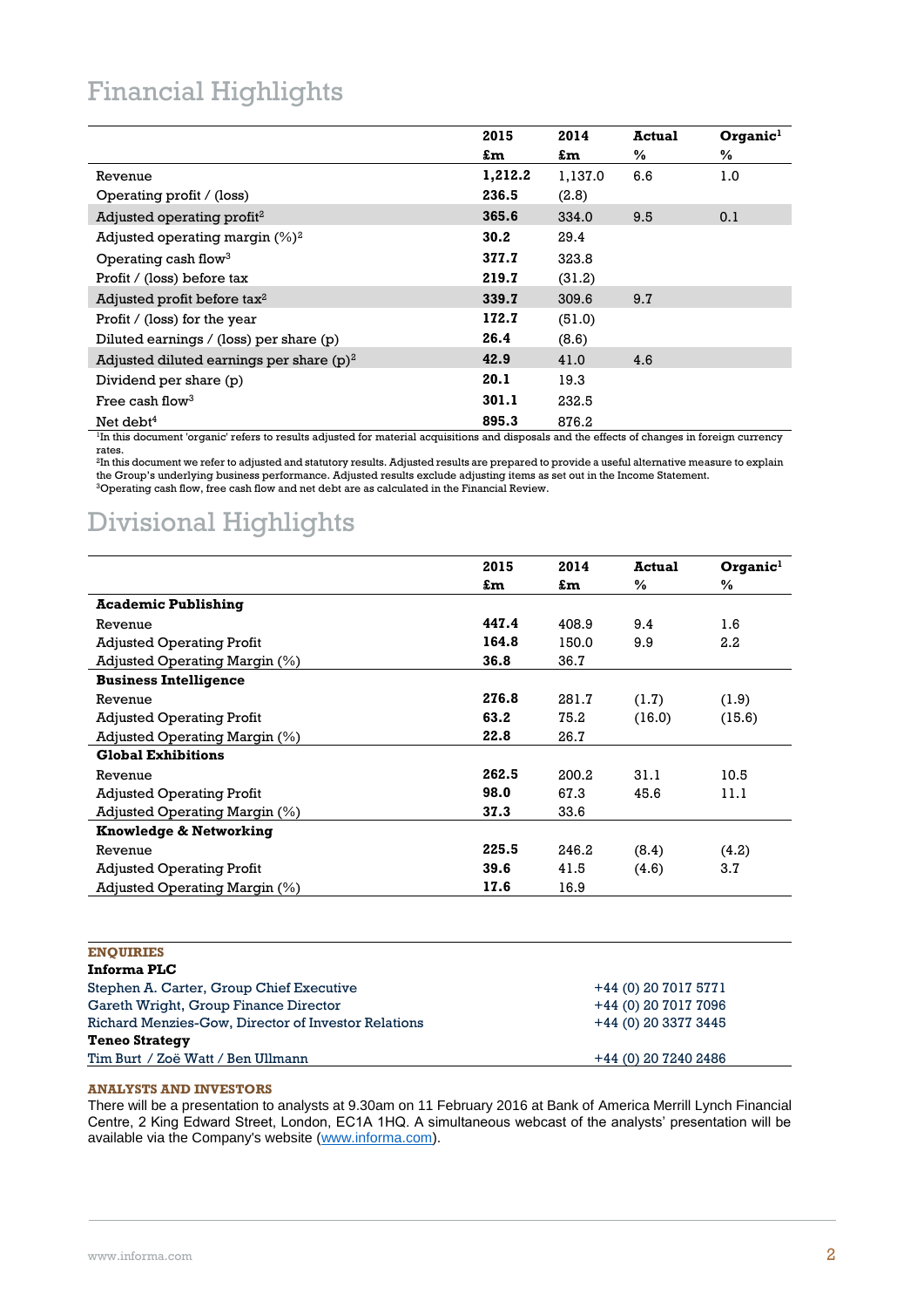# Financial Highlights

| | 2015 £m | 2014 £m | Actual % | Organic[1] % |
|---|---|---|---|---|
| Revenue | **1,212.2** | 1,137.0 | 6.6 | 1.0 |
| Operating profit / (loss) | **236.5** | (2.8) | | |
| Adjusted operating profit[2] | **365.6** | 334.0 | 9.5 | 0.1 |
| Adjusted operating margin (%)[2] | **30.2** | 29.4 | | |
| Operating cash flow[3] | **377.7** | 323.8 | | |
| Profit / (loss) before tax | **219.7** | (31.2) | | |
| Adjusted profit before tax[2] | **339.7** | 309.6 | 9.7 | |
| Profit / (loss) for the year | **172.7** | (51.0) | | |
| Diluted earnings / (loss) per share (p) | **26.4** | (8.6) | | |
| Adjusted diluted earnings per share (p)[2] | **42.9** | 41.0 | 4.6 | |
| Dividend per share (p) | **20.1** | 19.3 | | |
| Free cash flow[3] | **301.1** | 232.5 | | |
| Net debt[4] | **895.3** | 876.2 | | |

[1]In this document 'organic' refers to results adjusted for material acquisitions and disposals and the effects of changes in foreign currency rates.
[2]In this document we refer to adjusted and statutory results. Adjusted results are prepared to provide a useful alternative measure to explain the Group's underlying business performance. Adjusted results exclude adjusting items as set out in the Income Statement.
[3]Operating cash flow, free cash flow and net debt are as calculated in the Financial Review.

# Divisional Highlights

| | 2015 £m | 2014 £m | Actual % | Organic[1] % |
|---|---|---|---|---|
| **Academic Publishing** | | | | |
| Revenue | **447.4** | 408.9 | 9.4 | 1.6 |
| Adjusted Operating Profit | **164.8** | 150.0 | 9.9 | 2.2 |
| Adjusted Operating Margin (%) | **36.8** | 36.7 | | |
| **Business Intelligence** | | | | |
| Revenue | **276.8** | 281.7 | (1.7) | (1.9) |
| Adjusted Operating Profit | **63.2** | 75.2 | (16.0) | (15.6) |
| Adjusted Operating Margin (%) | **22.8** | 26.7 | | |
| **Global Exhibitions** | | | | |
| Revenue | **262.5** | 200.2 | 31.1 | 10.5 |
| Adjusted Operating Profit | **98.0** | 67.3 | 45.6 | 11.1 |
| Adjusted Operating Margin (%) | **37.3** | 33.6 | | |
| **Knowledge & Networking** | | | | |
| Revenue | **225.5** | 246.2 | (8.4) | (4.2) |
| Adjusted Operating Profit | **39.6** | 41.5 | (4.6) | 3.7 |
| Adjusted Operating Margin (%) | **17.6** | 16.9 | | |

**ENQUIRIES**

| | |
|---|---|
| **Informa PLC** | |
| Stephen A. Carter, Group Chief Executive | +44 (0) 20 7017 5771 |
| Gareth Wright, Group Finance Director | +44 (0) 20 7017 7096 |
| Richard Menzies-Gow, Director of Investor Relations | +44 (0) 20 3377 3445 |
| **Teneo Strategy** | |
| Tim Burt / Zoë Watt / Ben Ullmann | +44 (0) 20 7240 2486 |

**ANALYSTS AND INVESTORS**

There will be a presentation to analysts at 9.30am on 11 February 2016 at Bank of America Merrill Lynch Financial Centre, 2 King Edward Street, London, EC1A 1HQ. A simultaneous webcast of the analysts' presentation will be available via the Company's website (www.informa.com).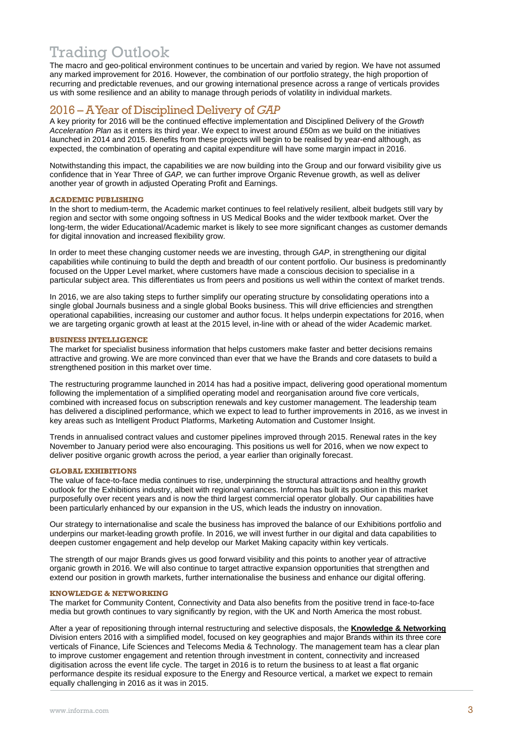# Trading Outlook

The macro and geo-political environment continues to be uncertain and varied by region. We have not assumed any marked improvement for 2016. However, the combination of our portfolio strategy, the high proportion of recurring and predictable revenues, and our growing international presence across a range of verticals provides us with some resilience and an ability to manage through periods of volatility in individual markets.

## 2016 – A Year of Disciplined Delivery of *GAP*

A key priority for 2016 will be the continued effective implementation and Disciplined Delivery of the *Growth Acceleration Plan* as it enters its third year. We expect to invest around £50m as we build on the initiatives launched in 2014 and 2015. Benefits from these projects will begin to be realised by year-end although, as expected, the combination of operating and capital expenditure will have some margin impact in 2016.

Notwithstanding this impact, the capabilities we are now building into the Group and our forward visibility give us confidence that in Year Three of *GAP,* we can further improve Organic Revenue growth, as well as deliver another year of growth in adjusted Operating Profit and Earnings.

### ACADEMIC PUBLISHING

In the short to medium-term, the Academic market continues to feel relatively resilient, albeit budgets still vary by region and sector with some ongoing softness in US Medical Books and the wider textbook market. Over the long-term, the wider Educational/Academic market is likely to see more significant changes as customer demands for digital innovation and increased flexibility grow.

In order to meet these changing customer needs we are investing, through *GAP*, in strengthening our digital capabilities while continuing to build the depth and breadth of our content portfolio. Our business is predominantly focused on the Upper Level market, where customers have made a conscious decision to specialise in a particular subject area. This differentiates us from peers and positions us well within the context of market trends.

In 2016, we are also taking steps to further simplify our operating structure by consolidating operations into a single global Journals business and a single global Books business. This will drive efficiencies and strengthen operational capabilities, increasing our customer and author focus. It helps underpin expectations for 2016, when we are targeting organic growth at least at the 2015 level, in-line with or ahead of the wider Academic market.

### BUSINESS INTELLIGENCE

The market for specialist business information that helps customers make faster and better decisions remains attractive and growing. We are more convinced than ever that we have the Brands and core datasets to build a strengthened position in this market over time.

The restructuring programme launched in 2014 has had a positive impact, delivering good operational momentum following the implementation of a simplified operating model and reorganisation around five core verticals, combined with increased focus on subscription renewals and key customer management. The leadership team has delivered a disciplined performance, which we expect to lead to further improvements in 2016, as we invest in key areas such as Intelligent Product Platforms, Marketing Automation and Customer Insight.

Trends in annualised contract values and customer pipelines improved through 2015. Renewal rates in the key November to January period were also encouraging. This positions us well for 2016, when we now expect to deliver positive organic growth across the period, a year earlier than originally forecast.

### GLOBAL EXHIBITIONS

The value of face-to-face media continues to rise, underpinning the structural attractions and healthy growth outlook for the Exhibitions industry, albeit with regional variances. Informa has built its position in this market purposefully over recent years and is now the third largest commercial operator globally. Our capabilities have been particularly enhanced by our expansion in the US, which leads the industry on innovation.

Our strategy to internationalise and scale the business has improved the balance of our Exhibitions portfolio and underpins our market-leading growth profile. In 2016, we will invest further in our digital and data capabilities to deepen customer engagement and help develop our Market Making capacity within key verticals.

The strength of our major Brands gives us good forward visibility and this points to another year of attractive organic growth in 2016. We will also continue to target attractive expansion opportunities that strengthen and extend our position in growth markets, further internationalise the business and enhance our digital offering.

### KNOWLEDGE & NETWORKING

The market for Community Content, Connectivity and Data also benefits from the positive trend in face-to-face media but growth continues to vary significantly by region, with the UK and North America the most robust.

After a year of repositioning through internal restructuring and selective disposals, the **Knowledge & Networking** Division enters 2016 with a simplified model, focused on key geographies and major Brands within its three core verticals of Finance, Life Sciences and Telecoms Media & Technology. The management team has a clear plan to improve customer engagement and retention through investment in content, connectivity and increased digitisation across the event life cycle. The target in 2016 is to return the business to at least a flat organic performance despite its residual exposure to the Energy and Resource vertical, a market we expect to remain equally challenging in 2016 as it was in 2015.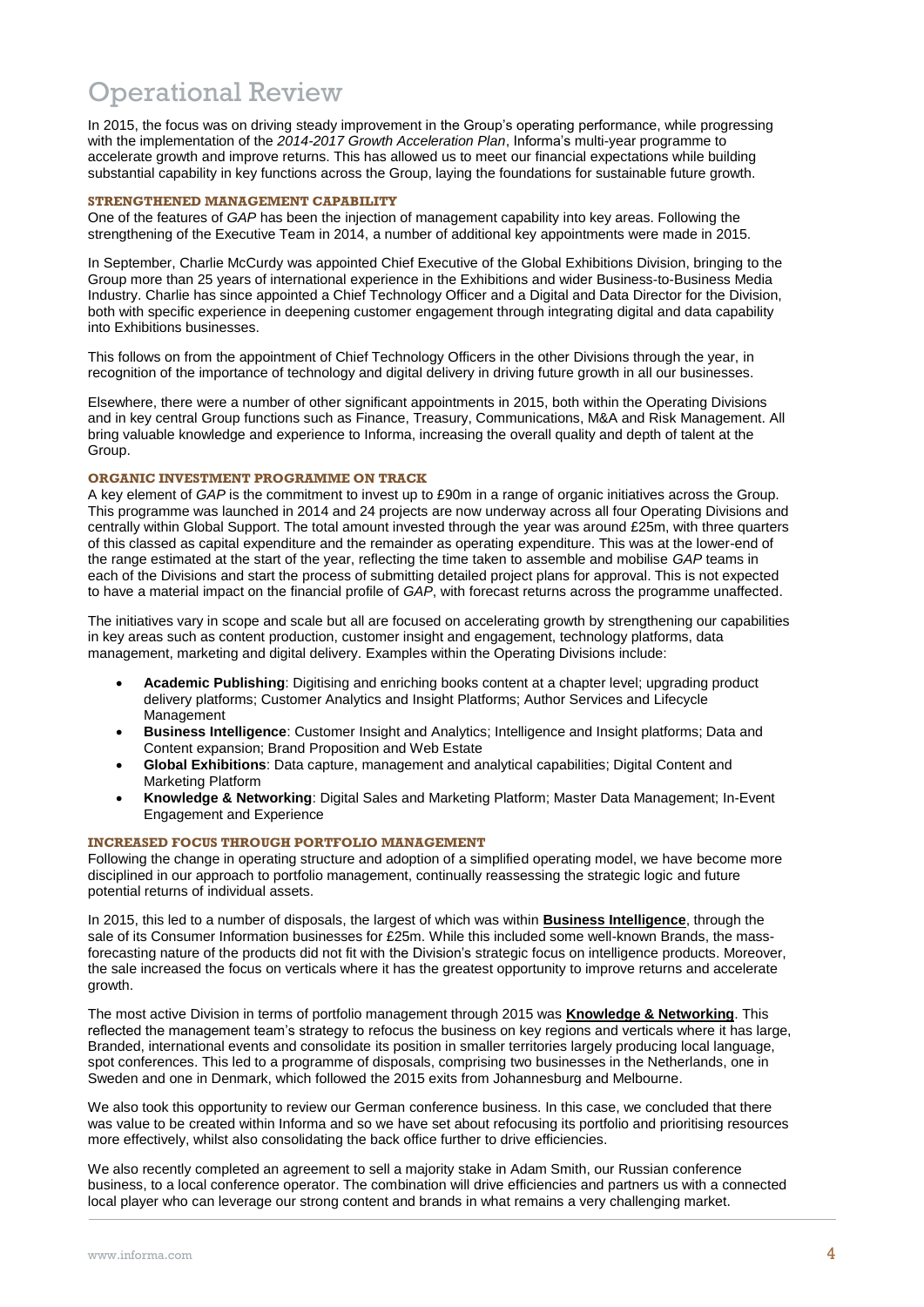# Operational Review

In 2015, the focus was on driving steady improvement in the Group's operating performance, while progressing with the implementation of the *2014-2017 Growth Acceleration Plan*, Informa's multi-year programme to accelerate growth and improve returns. This has allowed us to meet our financial expectations while building substantial capability in key functions across the Group, laying the foundations for sustainable future growth.

### STRENGTHENED MANAGEMENT CAPABILITY

One of the features of *GAP* has been the injection of management capability into key areas. Following the strengthening of the Executive Team in 2014, a number of additional key appointments were made in 2015.

In September, Charlie McCurdy was appointed Chief Executive of the Global Exhibitions Division, bringing to the Group more than 25 years of international experience in the Exhibitions and wider Business-to-Business Media Industry. Charlie has since appointed a Chief Technology Officer and a Digital and Data Director for the Division, both with specific experience in deepening customer engagement through integrating digital and data capability into Exhibitions businesses.

This follows on from the appointment of Chief Technology Officers in the other Divisions through the year, in recognition of the importance of technology and digital delivery in driving future growth in all our businesses.

Elsewhere, there were a number of other significant appointments in 2015, both within the Operating Divisions and in key central Group functions such as Finance, Treasury, Communications, M&A and Risk Management. All bring valuable knowledge and experience to Informa, increasing the overall quality and depth of talent at the Group.

### ORGANIC INVESTMENT PROGRAMME ON TRACK

A key element of *GAP* is the commitment to invest up to £90m in a range of organic initiatives across the Group. This programme was launched in 2014 and 24 projects are now underway across all four Operating Divisions and centrally within Global Support. The total amount invested through the year was around £25m, with three quarters of this classed as capital expenditure and the remainder as operating expenditure. This was at the lower-end of the range estimated at the start of the year, reflecting the time taken to assemble and mobilise *GAP* teams in each of the Divisions and start the process of submitting detailed project plans for approval. This is not expected to have a material impact on the financial profile of *GAP*, with forecast returns across the programme unaffected.

The initiatives vary in scope and scale but all are focused on accelerating growth by strengthening our capabilities in key areas such as content production, customer insight and engagement, technology platforms, data management, marketing and digital delivery. Examples within the Operating Divisions include:

- **Academic Publishing**: Digitising and enriching books content at a chapter level; upgrading product delivery platforms; Customer Analytics and Insight Platforms; Author Services and Lifecycle Management
- **Business Intelligence**: Customer Insight and Analytics; Intelligence and Insight platforms; Data and Content expansion; Brand Proposition and Web Estate
- **Global Exhibitions**: Data capture, management and analytical capabilities; Digital Content and Marketing Platform
- **Knowledge & Networking**: Digital Sales and Marketing Platform; Master Data Management; In-Event Engagement and Experience

### INCREASED FOCUS THROUGH PORTFOLIO MANAGEMENT

Following the change in operating structure and adoption of a simplified operating model, we have become more disciplined in our approach to portfolio management, continually reassessing the strategic logic and future potential returns of individual assets.

In 2015, this led to a number of disposals, the largest of which was within **Business Intelligence**, through the sale of its Consumer Information businesses for £25m. While this included some well-known Brands, the mass-forecasting nature of the products did not fit with the Division's strategic focus on intelligence products. Moreover, the sale increased the focus on verticals where it has the greatest opportunity to improve returns and accelerate growth.

The most active Division in terms of portfolio management through 2015 was **Knowledge & Networking**. This reflected the management team's strategy to refocus the business on key regions and verticals where it has large, Branded, international events and consolidate its position in smaller territories largely producing local language, spot conferences. This led to a programme of disposals, comprising two businesses in the Netherlands, one in Sweden and one in Denmark, which followed the 2015 exits from Johannesburg and Melbourne.

We also took this opportunity to review our German conference business. In this case, we concluded that there was value to be created within Informa and so we have set about refocusing its portfolio and prioritising resources more effectively, whilst also consolidating the back office further to drive efficiencies.

We also recently completed an agreement to sell a majority stake in Adam Smith, our Russian conference business, to a local conference operator. The combination will drive efficiencies and partners us with a connected local player who can leverage our strong content and brands in what remains a very challenging market.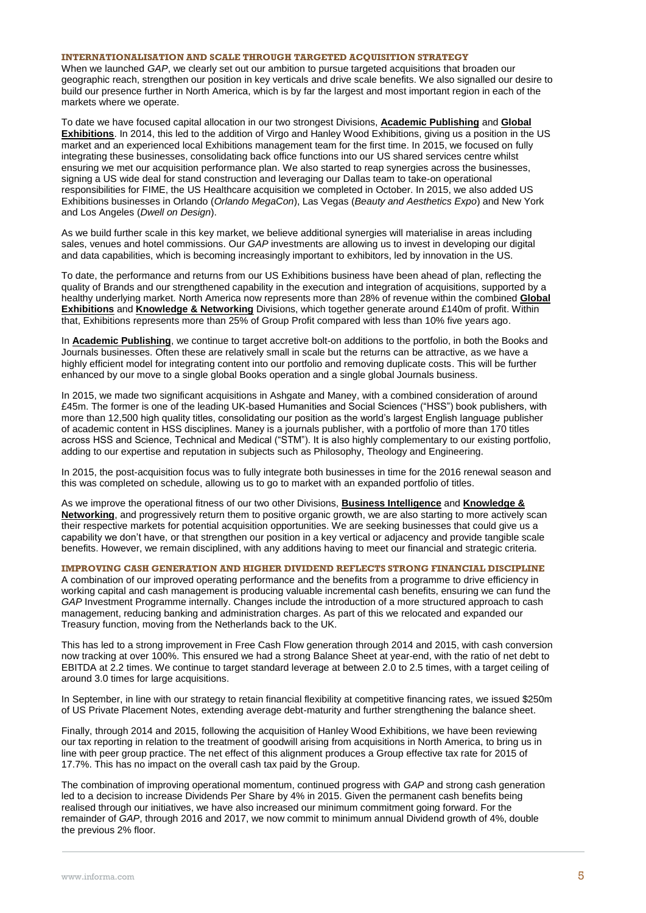## INTERNATIONALISATION AND SCALE THROUGH TARGETED ACQUISITION STRATEGY

When we launched *GAP*, we clearly set out our ambition to pursue targeted acquisitions that broaden our geographic reach, strengthen our position in key verticals and drive scale benefits. We also signalled our desire to build our presence further in North America, which is by far the largest and most important region in each of the markets where we operate.

To date we have focused capital allocation in our two strongest Divisions, **Academic Publishing** and **Global Exhibitions**. In 2014, this led to the addition of Virgo and Hanley Wood Exhibitions, giving us a position in the US market and an experienced local Exhibitions management team for the first time. In 2015, we focused on fully integrating these businesses, consolidating back office functions into our US shared services centre whilst ensuring we met our acquisition performance plan. We also started to reap synergies across the businesses, signing a US wide deal for stand construction and leveraging our Dallas team to take-on operational responsibilities for FIME, the US Healthcare acquisition we completed in October. In 2015, we also added US Exhibitions businesses in Orlando (*Orlando MegaCon*), Las Vegas (*Beauty and Aesthetics Expo*) and New York and Los Angeles (*Dwell on Design*).

As we build further scale in this key market, we believe additional synergies will materialise in areas including sales, venues and hotel commissions. Our *GAP* investments are allowing us to invest in developing our digital and data capabilities, which is becoming increasingly important to exhibitors, led by innovation in the US.

To date, the performance and returns from our US Exhibitions business have been ahead of plan, reflecting the quality of Brands and our strengthened capability in the execution and integration of acquisitions, supported by a healthy underlying market. North America now represents more than 28% of revenue within the combined **Global Exhibitions** and **Knowledge & Networking** Divisions, which together generate around £140m of profit. Within that, Exhibitions represents more than 25% of Group Profit compared with less than 10% five years ago.

In **Academic Publishing**, we continue to target accretive bolt-on additions to the portfolio, in both the Books and Journals businesses. Often these are relatively small in scale but the returns can be attractive, as we have a highly efficient model for integrating content into our portfolio and removing duplicate costs. This will be further enhanced by our move to a single global Books operation and a single global Journals business.

In 2015, we made two significant acquisitions in Ashgate and Maney, with a combined consideration of around £45m. The former is one of the leading UK-based Humanities and Social Sciences ("HSS") book publishers, with more than 12,500 high quality titles, consolidating our position as the world's largest English language publisher of academic content in HSS disciplines. Maney is a journals publisher, with a portfolio of more than 170 titles across HSS and Science, Technical and Medical ("STM"). It is also highly complementary to our existing portfolio, adding to our expertise and reputation in subjects such as Philosophy, Theology and Engineering.

In 2015, the post-acquisition focus was to fully integrate both businesses in time for the 2016 renewal season and this was completed on schedule, allowing us to go to market with an expanded portfolio of titles.

As we improve the operational fitness of our two other Divisions, **Business Intelligence** and **Knowledge & Networking**, and progressively return them to positive organic growth, we are also starting to more actively scan their respective markets for potential acquisition opportunities. We are seeking businesses that could give us a capability we don't have, or that strengthen our position in a key vertical or adjacency and provide tangible scale benefits. However, we remain disciplined, with any additions having to meet our financial and strategic criteria.

## IMPROVING CASH GENERATION AND HIGHER DIVIDEND REFLECTS STRONG FINANCIAL DISCIPLINE

A combination of our improved operating performance and the benefits from a programme to drive efficiency in working capital and cash management is producing valuable incremental cash benefits, ensuring we can fund the *GAP* Investment Programme internally. Changes include the introduction of a more structured approach to cash management, reducing banking and administration charges. As part of this we relocated and expanded our Treasury function, moving from the Netherlands back to the UK.

This has led to a strong improvement in Free Cash Flow generation through 2014 and 2015, with cash conversion now tracking at over 100%. This ensured we had a strong Balance Sheet at year-end, with the ratio of net debt to EBITDA at 2.2 times. We continue to target standard leverage at between 2.0 to 2.5 times, with a target ceiling of around 3.0 times for large acquisitions.

In September, in line with our strategy to retain financial flexibility at competitive financing rates, we issued $250m of US Private Placement Notes, extending average debt-maturity and further strengthening the balance sheet.

Finally, through 2014 and 2015, following the acquisition of Hanley Wood Exhibitions, we have been reviewing our tax reporting in relation to the treatment of goodwill arising from acquisitions in North America, to bring us in line with peer group practice. The net effect of this alignment produces a Group effective tax rate for 2015 of 17.7%. This has no impact on the overall cash tax paid by the Group.

The combination of improving operational momentum, continued progress with *GAP* and strong cash generation led to a decision to increase Dividends Per Share by 4% in 2015. Given the permanent cash benefits being realised through our initiatives, we have also increased our minimum commitment going forward. For the remainder of *GAP*, through 2016 and 2017, we now commit to minimum annual Dividend growth of 4%, double the previous 2% floor.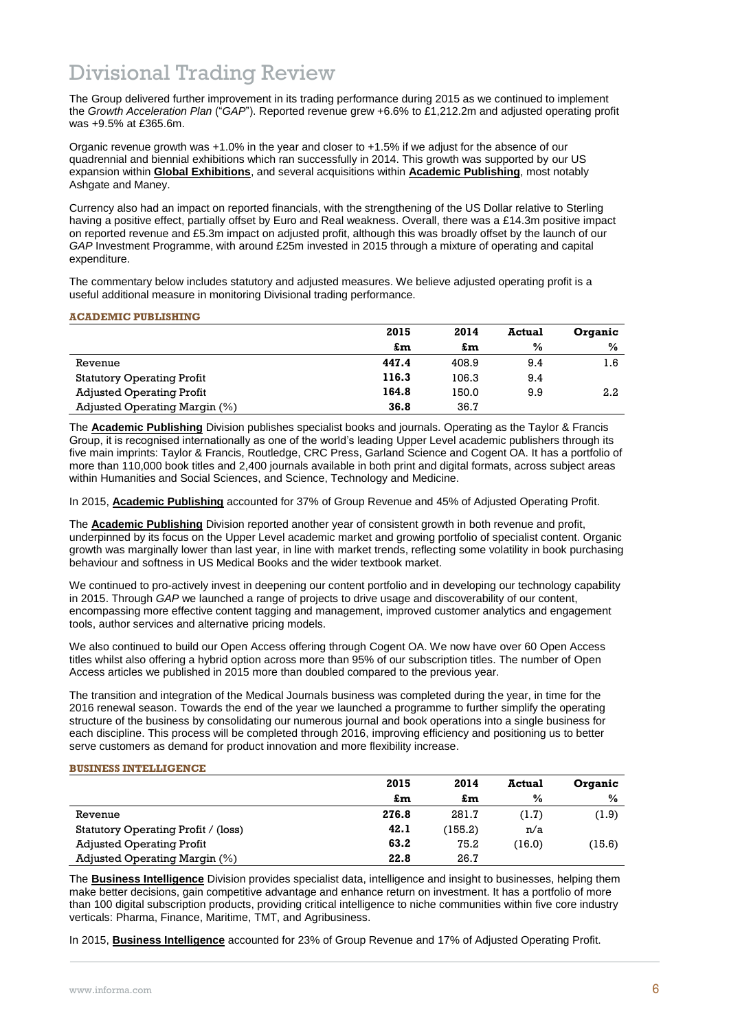# Divisional Trading Review

The Group delivered further improvement in its trading performance during 2015 as we continued to implement the *Growth Acceleration Plan* ("*GAP*"). Reported revenue grew +6.6% to £1,212.2m and adjusted operating profit was +9.5% at £365.6m.

Organic revenue growth was +1.0% in the year and closer to +1.5% if we adjust for the absence of our quadrennial and biennial exhibitions which ran successfully in 2014. This growth was supported by our US expansion within **Global Exhibitions**, and several acquisitions within **Academic Publishing**, most notably Ashgate and Maney.

Currency also had an impact on reported financials, with the strengthening of the US Dollar relative to Sterling having a positive effect, partially offset by Euro and Real weakness. Overall, there was a £14.3m positive impact on reported revenue and £5.3m impact on adjusted profit, although this was broadly offset by the launch of our *GAP* Investment Programme, with around £25m invested in 2015 through a mixture of operating and capital expenditure.

The commentary below includes statutory and adjusted measures. We believe adjusted operating profit is a useful additional measure in monitoring Divisional trading performance.

### ACADEMIC PUBLISHING

| | 2015 | 2014 | Actual | Organic |
|---|---|---|---|---|
| | £m | £m | % | % |
| Revenue | **447.4** | 408.9 | 9.4 | 1.6 |
| Statutory Operating Profit | **116.3** | 106.3 | 9.4 | |
| Adjusted Operating Profit | **164.8** | 150.0 | 9.9 | 2.2 |
| Adjusted Operating Margin (%) | **36.8** | 36.7 | | |

The **Academic Publishing** Division publishes specialist books and journals. Operating as the Taylor & Francis Group, it is recognised internationally as one of the world's leading Upper Level academic publishers through its five main imprints: Taylor & Francis, Routledge, CRC Press, Garland Science and Cogent OA. It has a portfolio of more than 110,000 book titles and 2,400 journals available in both print and digital formats, across subject areas within Humanities and Social Sciences, and Science, Technology and Medicine.

In 2015, **Academic Publishing** accounted for 37% of Group Revenue and 45% of Adjusted Operating Profit.

The **Academic Publishing** Division reported another year of consistent growth in both revenue and profit, underpinned by its focus on the Upper Level academic market and growing portfolio of specialist content. Organic growth was marginally lower than last year, in line with market trends, reflecting some volatility in book purchasing behaviour and softness in US Medical Books and the wider textbook market.

We continued to pro-actively invest in deepening our content portfolio and in developing our technology capability in 2015. Through *GAP* we launched a range of projects to drive usage and discoverability of our content, encompassing more effective content tagging and management, improved customer analytics and engagement tools, author services and alternative pricing models.

We also continued to build our Open Access offering through Cogent OA. We now have over 60 Open Access titles whilst also offering a hybrid option across more than 95% of our subscription titles. The number of Open Access articles we published in 2015 more than doubled compared to the previous year.

The transition and integration of the Medical Journals business was completed during the year, in time for the 2016 renewal season. Towards the end of the year we launched a programme to further simplify the operating structure of the business by consolidating our numerous journal and book operations into a single business for each discipline. This process will be completed through 2016, improving efficiency and positioning us to better serve customers as demand for product innovation and more flexibility increase.

### BUSINESS INTELLIGENCE

| | 2015 | 2014 | Actual | Organic |
|---|---|---|---|---|
| | £m | £m | % | % |
| Revenue | **276.8** | 281.7 | (1.7) | (1.9) |
| Statutory Operating Profit / (loss) | **42.1** | (155.2) | n/a | |
| Adjusted Operating Profit | **63.2** | 75.2 | (16.0) | (15.6) |
| Adjusted Operating Margin (%) | **22.8** | 26.7 | | |

The **Business Intelligence** Division provides specialist data, intelligence and insight to businesses, helping them make better decisions, gain competitive advantage and enhance return on investment. It has a portfolio of more than 100 digital subscription products, providing critical intelligence to niche communities within five core industry verticals: Pharma, Finance, Maritime, TMT, and Agribusiness.

In 2015, **Business Intelligence** accounted for 23% of Group Revenue and 17% of Adjusted Operating Profit.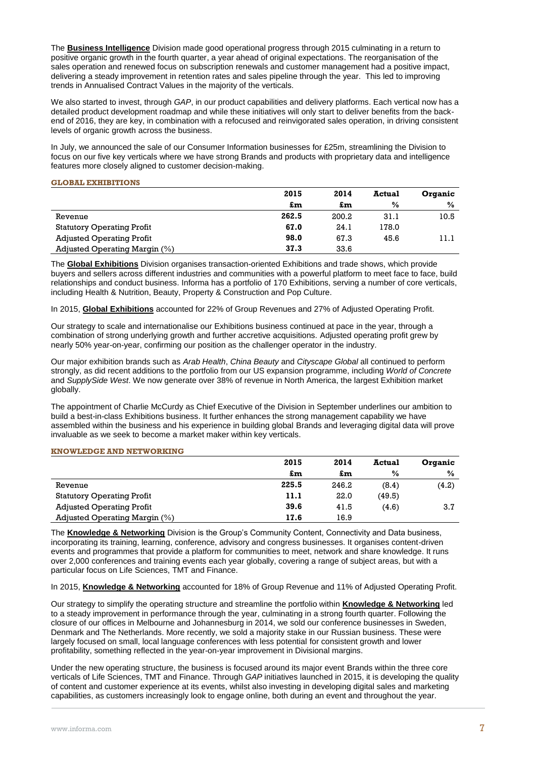The **Business Intelligence** Division made good operational progress through 2015 culminating in a return to positive organic growth in the fourth quarter, a year ahead of original expectations. The reorganisation of the sales operation and renewed focus on subscription renewals and customer management had a positive impact, delivering a steady improvement in retention rates and sales pipeline through the year. This led to improving trends in Annualised Contract Values in the majority of the verticals.

We also started to invest, through *GAP*, in our product capabilities and delivery platforms. Each vertical now has a detailed product development roadmap and while these initiatives will only start to deliver benefits from the back-end of 2016, they are key, in combination with a refocused and reinvigorated sales operation, in driving consistent levels of organic growth across the business.

In July, we announced the sale of our Consumer Information businesses for £25m, streamlining the Division to focus on our five key verticals where we have strong Brands and products with proprietary data and intelligence features more closely aligned to customer decision-making.

### GLOBAL EXHIBITIONS

| | 2015 | 2014 | Actual | Organic |
|---|---|---|---|---|
| | £m | £m | % | % |
| Revenue | **262.5** | 200.2 | 31.1 | 10.5 |
| Statutory Operating Profit | **67.0** | 24.1 | 178.0 | |
| Adjusted Operating Profit | **98.0** | 67.3 | 45.6 | 11.1 |
| Adjusted Operating Margin (%) | **37.3** | 33.6 | | |

The **Global Exhibitions** Division organises transaction-oriented Exhibitions and trade shows, which provide buyers and sellers across different industries and communities with a powerful platform to meet face to face, build relationships and conduct business. Informa has a portfolio of 170 Exhibitions, serving a number of core verticals, including Health & Nutrition, Beauty, Property & Construction and Pop Culture.

In 2015, **Global Exhibitions** accounted for 22% of Group Revenues and 27% of Adjusted Operating Profit.

Our strategy to scale and internationalise our Exhibitions business continued at pace in the year, through a combination of strong underlying growth and further accretive acquisitions. Adjusted operating profit grew by nearly 50% year-on-year, confirming our position as the challenger operator in the industry.

Our major exhibition brands such as *Arab Health*, *China Beauty* and *Cityscape Global* all continued to perform strongly, as did recent additions to the portfolio from our US expansion programme, including *World of Concrete* and *SupplySide West*. We now generate over 38% of revenue in North America, the largest Exhibition market globally.

The appointment of Charlie McCurdy as Chief Executive of the Division in September underlines our ambition to build a best-in-class Exhibitions business. It further enhances the strong management capability we have assembled within the business and his experience in building global Brands and leveraging digital data will prove invaluable as we seek to become a market maker within key verticals.

### KNOWLEDGE AND NETWORKING

| | 2015 | 2014 | Actual | Organic |
|---|---|---|---|---|
| | £m | £m | % | % |
| Revenue | **225.5** | 246.2 | (8.4) | (4.2) |
| Statutory Operating Profit | **11.1** | 22.0 | (49.5) | |
| Adjusted Operating Profit | **39.6** | 41.5 | (4.6) | 3.7 |
| Adjusted Operating Margin (%) | **17.6** | 16.9 | | |

The **Knowledge & Networking** Division is the Group's Community Content, Connectivity and Data business, incorporating its training, learning, conference, advisory and congress businesses. It organises content-driven events and programmes that provide a platform for communities to meet, network and share knowledge. It runs over 2,000 conferences and training events each year globally, covering a range of subject areas, but with a particular focus on Life Sciences, TMT and Finance.

In 2015, **Knowledge & Networking** accounted for 18% of Group Revenue and 11% of Adjusted Operating Profit.

Our strategy to simplify the operating structure and streamline the portfolio within **Knowledge & Networking** led to a steady improvement in performance through the year, culminating in a strong fourth quarter. Following the closure of our offices in Melbourne and Johannesburg in 2014, we sold our conference businesses in Sweden, Denmark and The Netherlands. More recently, we sold a majority stake in our Russian business. These were largely focused on small, local language conferences with less potential for consistent growth and lower profitability, something reflected in the year-on-year improvement in Divisional margins.

Under the new operating structure, the business is focused around its major event Brands within the three core verticals of Life Sciences, TMT and Finance. Through *GAP* initiatives launched in 2015, it is developing the quality of content and customer experience at its events, whilst also investing in developing digital sales and marketing capabilities, as customers increasingly look to engage online, both during an event and throughout the year.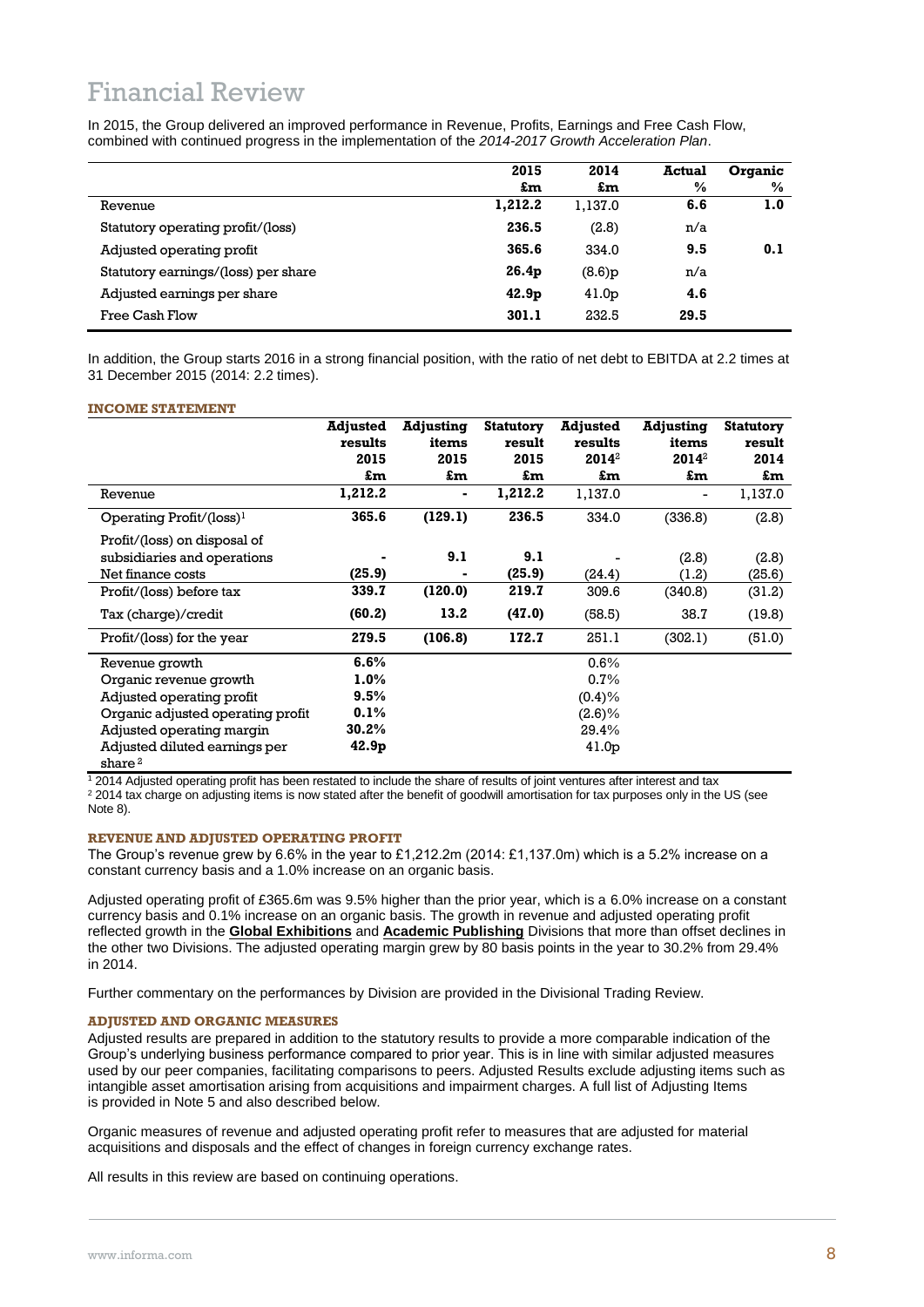# Financial Review

In 2015, the Group delivered an improved performance in Revenue, Profits, Earnings and Free Cash Flow, combined with continued progress in the implementation of the *2014-2017 Growth Acceleration Plan*.

| | 2015 £m | 2014 £m | Actual % | Organic % |
|---|---|---|---|---|
| Revenue | **1,212.2** | 1,137.0 | **6.6** | **1.0** |
| Statutory operating profit/(loss) | **236.5** | (2.8) | n/a | |
| Adjusted operating profit | **365.6** | 334.0 | **9.5** | **0.1** |
| Statutory earnings/(loss) per share | **26.4p** | (8.6)p | n/a | |
| Adjusted earnings per share | **42.9p** | 41.0p | **4.6** | |
| Free Cash Flow | **301.1** | 232.5 | **29.5** | |

In addition, the Group starts 2016 in a strong financial position, with the ratio of net debt to EBITDA at 2.2 times at 31 December 2015 (2014: 2.2 times).

### INCOME STATEMENT

| | Adjusted results 2015 £m | Adjusting items 2015 £m | Statutory result 2015 £m | Adjusted results 2014[2] £m | Adjusting items 2014[2] £m | Statutory result 2014 £m |
|---|---|---|---|---|---|---|
| Revenue | **1,212.2** | **-** | **1,212.2** | 1,137.0 | - | 1,137.0 |
| Operating Profit/(loss)[1] | **365.6** | **(129.1)** | **236.5** | 334.0 | (336.8) | (2.8) |
| Profit/(loss) on disposal of subsidiaries and operations | **-** | **9.1** | **9.1** | - | (2.8) | (2.8) |
| Net finance costs | **(25.9)** | **-** | **(25.9)** | (24.4) | (1.2) | (25.6) |
| Profit/(loss) before tax | **339.7** | **(120.0)** | **219.7** | 309.6 | (340.8) | (31.2) |
| Tax (charge)/credit | **(60.2)** | **13.2** | **(47.0)** | (58.5) | 38.7 | (19.8) |
| Profit/(loss) for the year | **279.5** | **(106.8)** | **172.7** | 251.1 | (302.1) | (51.0) |
| Revenue growth | **6.6%** | | | 0.6% | | |
| Organic revenue growth | **1.0%** | | | 0.7% | | |
| Adjusted operating profit | **9.5%** | | | (0.4)% | | |
| Organic adjusted operating profit | **0.1%** | | | (2.6)% | | |
| Adjusted operating margin | **30.2%** | | | 29.4% | | |
| Adjusted diluted earnings per share[2] | **42.9p** | | | 41.0p | | |

[1] 2014 Adjusted operating profit has been restated to include the share of results of joint ventures after interest and tax

[2] 2014 tax charge on adjusting items is now stated after the benefit of goodwill amortisation for tax purposes only in the US (see Note 8).

### REVENUE AND ADJUSTED OPERATING PROFIT

The Group's revenue grew by 6.6% in the year to £1,212.2m (2014: £1,137.0m) which is a 5.2% increase on a constant currency basis and a 1.0% increase on an organic basis.

Adjusted operating profit of £365.6m was 9.5% higher than the prior year, which is a 6.0% increase on a constant currency basis and 0.1% increase on an organic basis. The growth in revenue and adjusted operating profit reflected growth in the **Global Exhibitions** and **Academic Publishing** Divisions that more than offset declines in the other two Divisions. The adjusted operating margin grew by 80 basis points in the year to 30.2% from 29.4% in 2014.

Further commentary on the performances by Division are provided in the Divisional Trading Review.

### ADJUSTED AND ORGANIC MEASURES

Adjusted results are prepared in addition to the statutory results to provide a more comparable indication of the Group's underlying business performance compared to prior year. This is in line with similar adjusted measures used by our peer companies, facilitating comparisons to peers. Adjusted Results exclude adjusting items such as intangible asset amortisation arising from acquisitions and impairment charges. A full list of Adjusting Items is provided in Note 5 and also described below.

Organic measures of revenue and adjusted operating profit refer to measures that are adjusted for material acquisitions and disposals and the effect of changes in foreign currency exchange rates.

All results in this review are based on continuing operations.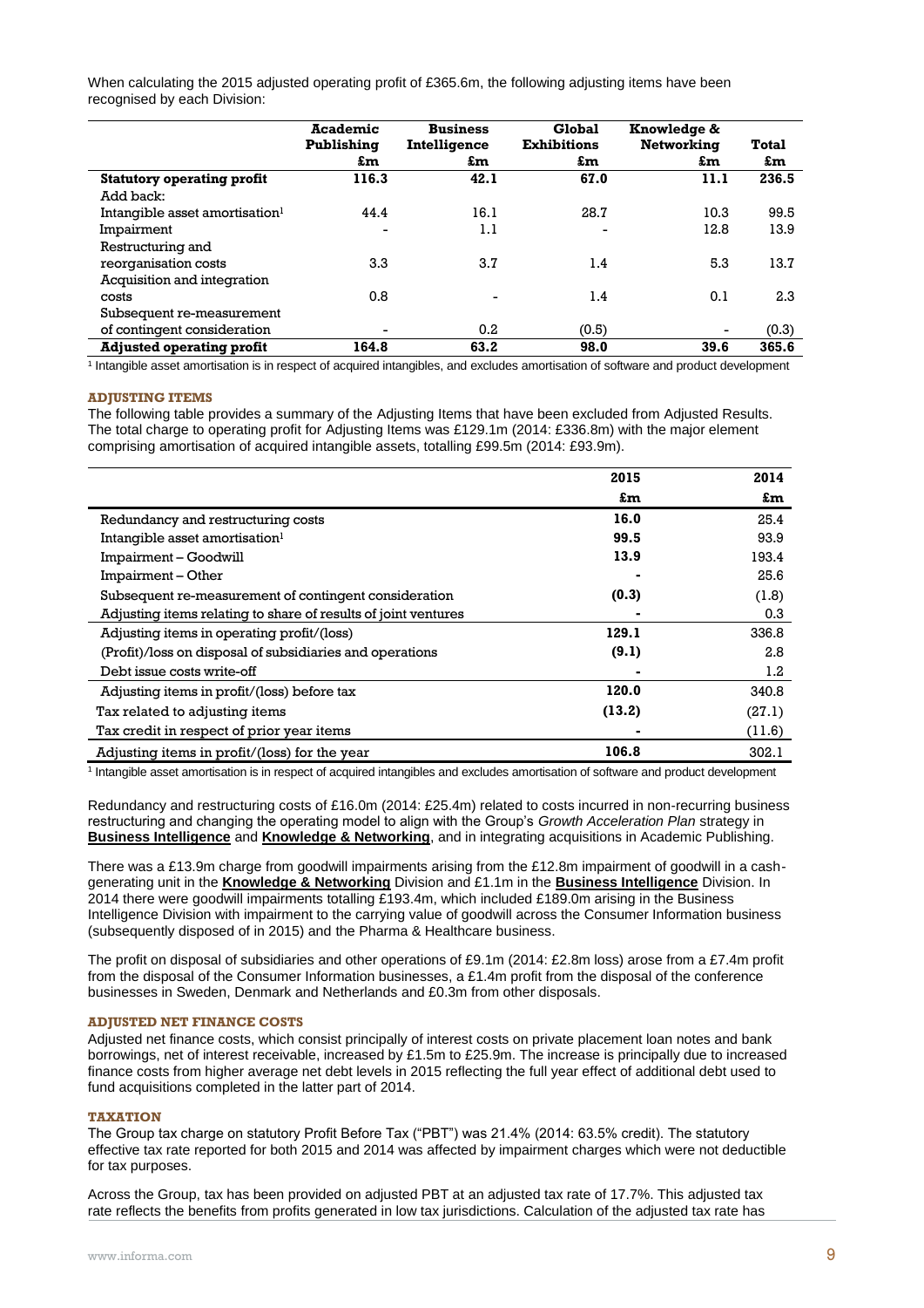When calculating the 2015 adjusted operating profit of £365.6m, the following adjusting items have been recognised by each Division:

| | Academic Publishing £m | Business Intelligence £m | Global Exhibitions £m | Knowledge & Networking £m | Total £m |
|---|---|---|---|---|---|
| **Statutory operating profit** | **116.3** | **42.1** | **67.0** | **11.1** | **236.5** |
| Add back: | | | | | |
| Intangible asset amortisation[1] | 44.4 | 16.1 | 28.7 | 10.3 | 99.5 |
| Impairment | - | 1.1 | - | 12.8 | 13.9 |
| Restructuring and reorganisation costs | 3.3 | 3.7 | 1.4 | 5.3 | 13.7 |
| Acquisition and integration costs | 0.8 | - | 1.4 | 0.1 | 2.3 |
| Subsequent re-measurement of contingent consideration | - | 0.2 | (0.5) | - | (0.3) |
| **Adjusted operating profit** | **164.8** | **63.2** | **98.0** | **39.6** | **365.6** |

[1] Intangible asset amortisation is in respect of acquired intangibles, and excludes amortisation of software and product development

### ADJUSTING ITEMS

The following table provides a summary of the Adjusting Items that have been excluded from Adjusted Results. The total charge to operating profit for Adjusting Items was £129.1m (2014: £336.8m) with the major element comprising amortisation of acquired intangible assets, totalling £99.5m (2014: £93.9m).

| | 2015 £m | 2014 £m |
|---|---|---|
| Redundancy and restructuring costs | **16.0** | 25.4 |
| Intangible asset amortisation[1] | **99.5** | 93.9 |
| Impairment – Goodwill | **13.9** | 193.4 |
| Impairment – Other | **-** | 25.6 |
| Subsequent re-measurement of contingent consideration | **(0.3)** | (1.8) |
| Adjusting items relating to share of results of joint ventures | **-** | 0.3 |
| Adjusting items in operating profit/(loss) | **129.1** | 336.8 |
| (Profit)/loss on disposal of subsidiaries and operations | **(9.1)** | 2.8 |
| Debt issue costs write-off | **-** | 1.2 |
| Adjusting items in profit/(loss) before tax | **120.0** | 340.8 |
| Tax related to adjusting items | **(13.2)** | (27.1) |
| Tax credit in respect of prior year items | **-** | (11.6) |
| Adjusting items in profit/(loss) for the year | **106.8** | 302.1 |

[1] Intangible asset amortisation is in respect of acquired intangibles and excludes amortisation of software and product development

Redundancy and restructuring costs of £16.0m (2014: £25.4m) related to costs incurred in non-recurring business restructuring and changing the operating model to align with the Group's *Growth Acceleration Plan* strategy in **Business Intelligence** and **Knowledge & Networking**, and in integrating acquisitions in Academic Publishing.

There was a £13.9m charge from goodwill impairments arising from the £12.8m impairment of goodwill in a cash-generating unit in the **Knowledge & Networking** Division and £1.1m in the **Business Intelligence** Division. In 2014 there were goodwill impairments totalling £193.4m, which included £189.0m arising in the Business Intelligence Division with impairment to the carrying value of goodwill across the Consumer Information business (subsequently disposed of in 2015) and the Pharma & Healthcare business.

The profit on disposal of subsidiaries and other operations of £9.1m (2014: £2.8m loss) arose from a £7.4m profit from the disposal of the Consumer Information businesses, a £1.4m profit from the disposal of the conference businesses in Sweden, Denmark and Netherlands and £0.3m from other disposals.

### ADJUSTED NET FINANCE COSTS

Adjusted net finance costs, which consist principally of interest costs on private placement loan notes and bank borrowings, net of interest receivable, increased by £1.5m to £25.9m. The increase is principally due to increased finance costs from higher average net debt levels in 2015 reflecting the full year effect of additional debt used to fund acquisitions completed in the latter part of 2014.

### TAXATION

The Group tax charge on statutory Profit Before Tax ("PBT") was 21.4% (2014: 63.5% credit). The statutory effective tax rate reported for both 2015 and 2014 was affected by impairment charges which were not deductible for tax purposes.

Across the Group, tax has been provided on adjusted PBT at an adjusted tax rate of 17.7%. This adjusted tax rate reflects the benefits from profits generated in low tax jurisdictions. Calculation of the adjusted tax rate has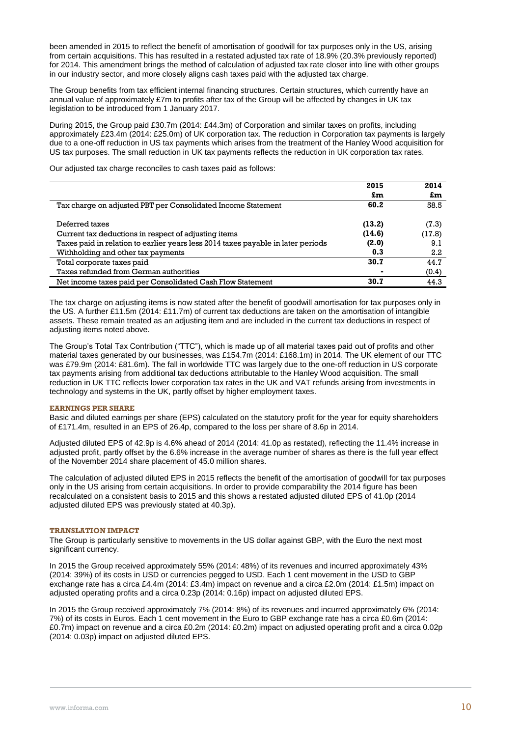been amended in 2015 to reflect the benefit of amortisation of goodwill for tax purposes only in the US, arising from certain acquisitions. This has resulted in a restated adjusted tax rate of 18.9% (20.3% previously reported) for 2014. This amendment brings the method of calculation of adjusted tax rate closer into line with other groups in our industry sector, and more closely aligns cash taxes paid with the adjusted tax charge.

The Group benefits from tax efficient internal financing structures. Certain structures, which currently have an annual value of approximately £7m to profits after tax of the Group will be affected by changes in UK tax legislation to be introduced from 1 January 2017.

During 2015, the Group paid £30.7m (2014: £44.3m) of Corporation and similar taxes on profits, including approximately £23.4m (2014: £25.0m) of UK corporation tax. The reduction in Corporation tax payments is largely due to a one-off reduction in US tax payments which arises from the treatment of the Hanley Wood acquisition for US tax purposes. The small reduction in UK tax payments reflects the reduction in UK corporation tax rates.

Our adjusted tax charge reconciles to cash taxes paid as follows:

| | 2015 £m | 2014 £m |
|---|---|---|
| Tax charge on adjusted PBT per Consolidated Income Statement | **60.2** | 58.5 |
| Deferred taxes | **(13.2)** | (7.3) |
| Current tax deductions in respect of adjusting items | **(14.6)** | (17.8) |
| Taxes paid in relation to earlier years less 2014 taxes payable in later periods | **(2.0)** | 9.1 |
| Withholding and other tax payments | **0.3** | 2.2 |
| Total corporate taxes paid | **30.7** | 44.7 |
| Taxes refunded from German authorities | **-** | (0.4) |
| Net income taxes paid per Consolidated Cash Flow Statement | **30.7** | 44.3 |

The tax charge on adjusting items is now stated after the benefit of goodwill amortisation for tax purposes only in the US. A further £11.5m (2014: £11.7m) of current tax deductions are taken on the amortisation of intangible assets. These remain treated as an adjusting item and are included in the current tax deductions in respect of adjusting items noted above.

The Group's Total Tax Contribution ("TTC"), which is made up of all material taxes paid out of profits and other material taxes generated by our businesses, was £154.7m (2014: £168.1m) in 2014. The UK element of our TTC was £79.9m (2014: £81.6m). The fall in worldwide TTC was largely due to the one-off reduction in US corporate tax payments arising from additional tax deductions attributable to the Hanley Wood acquisition. The small reduction in UK TTC reflects lower corporation tax rates in the UK and VAT refunds arising from investments in technology and systems in the UK, partly offset by higher employment taxes.

## EARNINGS PER SHARE

Basic and diluted earnings per share (EPS) calculated on the statutory profit for the year for equity shareholders of £171.4m, resulted in an EPS of 26.4p, compared to the loss per share of 8.6p in 2014.

Adjusted diluted EPS of 42.9p is 4.6% ahead of 2014 (2014: 41.0p as restated), reflecting the 11.4% increase in adjusted profit, partly offset by the 6.6% increase in the average number of shares as there is the full year effect of the November 2014 share placement of 45.0 million shares.

The calculation of adjusted diluted EPS in 2015 reflects the benefit of the amortisation of goodwill for tax purposes only in the US arising from certain acquisitions. In order to provide comparability the 2014 figure has been recalculated on a consistent basis to 2015 and this shows a restated adjusted diluted EPS of 41.0p (2014 adjusted diluted EPS was previously stated at 40.3p).

## TRANSLATION IMPACT

The Group is particularly sensitive to movements in the US dollar against GBP, with the Euro the next most significant currency.

In 2015 the Group received approximately 55% (2014: 48%) of its revenues and incurred approximately 43% (2014: 39%) of its costs in USD or currencies pegged to USD. Each 1 cent movement in the USD to GBP exchange rate has a circa £4.4m (2014: £3.4m) impact on revenue and a circa £2.0m (2014: £1.5m) impact on adjusted operating profits and a circa 0.23p (2014: 0.16p) impact on adjusted diluted EPS.

In 2015 the Group received approximately 7% (2014: 8%) of its revenues and incurred approximately 6% (2014: 7%) of its costs in Euros. Each 1 cent movement in the Euro to GBP exchange rate has a circa £0.6m (2014: £0.7m) impact on revenue and a circa £0.2m (2014: £0.2m) impact on adjusted operating profit and a circa 0.02p (2014: 0.03p) impact on adjusted diluted EPS.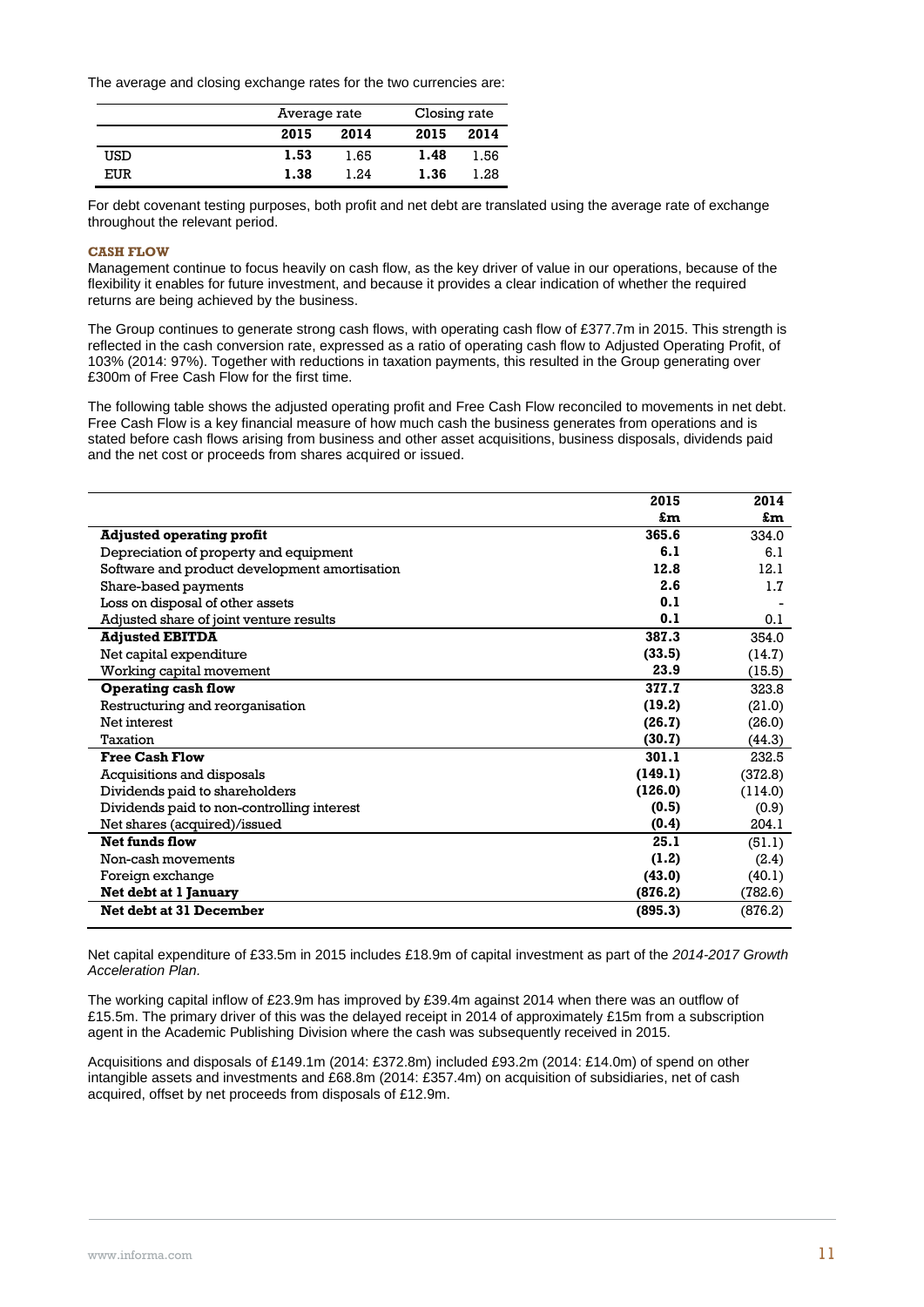The average and closing exchange rates for the two currencies are:

| | Average rate | | Closing rate | |
|---|---|---|---|---|
| | **2015** | **2014** | **2015** | **2014** |
| USD | **1.53** | 1.65 | **1.48** | 1.56 |
| EUR | **1.38** | 1.24 | **1.36** | 1.28 |

For debt covenant testing purposes, both profit and net debt are translated using the average rate of exchange throughout the relevant period.

### CASH FLOW

Management continue to focus heavily on cash flow, as the key driver of value in our operations, because of the flexibility it enables for future investment, and because it provides a clear indication of whether the required returns are being achieved by the business.

The Group continues to generate strong cash flows, with operating cash flow of £377.7m in 2015. This strength is reflected in the cash conversion rate, expressed as a ratio of operating cash flow to Adjusted Operating Profit, of 103% (2014: 97%). Together with reductions in taxation payments, this resulted in the Group generating over £300m of Free Cash Flow for the first time.

The following table shows the adjusted operating profit and Free Cash Flow reconciled to movements in net debt. Free Cash Flow is a key financial measure of how much cash the business generates from operations and is stated before cash flows arising from business and other asset acquisitions, business disposals, dividends paid and the net cost or proceeds from shares acquired or issued.

| | 2015 £m | 2014 £m |
|---|---|---|
| **Adjusted operating profit** | **365.6** | 334.0 |
| Depreciation of property and equipment | **6.1** | 6.1 |
| Software and product development amortisation | **12.8** | 12.1 |
| Share-based payments | **2.6** | 1.7 |
| Loss on disposal of other assets | **0.1** | - |
| Adjusted share of joint venture results | **0.1** | 0.1 |
| **Adjusted EBITDA** | **387.3** | 354.0 |
| Net capital expenditure | **(33.5)** | (14.7) |
| Working capital movement | **23.9** | (15.5) |
| **Operating cash flow** | **377.7** | 323.8 |
| Restructuring and reorganisation | **(19.2)** | (21.0) |
| Net interest | **(26.7)** | (26.0) |
| Taxation | **(30.7)** | (44.3) |
| **Free Cash Flow** | **301.1** | 232.5 |
| Acquisitions and disposals | **(149.1)** | (372.8) |
| Dividends paid to shareholders | **(126.0)** | (114.0) |
| Dividends paid to non-controlling interest | **(0.5)** | (0.9) |
| Net shares (acquired)/issued | **(0.4)** | 204.1 |
| **Net funds flow** | **25.1** | (51.1) |
| Non-cash movements | **(1.2)** | (2.4) |
| Foreign exchange | **(43.0)** | (40.1) |
| **Net debt at 1 January** | **(876.2)** | (782.6) |
| **Net debt at 31 December** | **(895.3)** | (876.2) |

Net capital expenditure of £33.5m in 2015 includes £18.9m of capital investment as part of the *2014-2017 Growth Acceleration Plan.*

The working capital inflow of £23.9m has improved by £39.4m against 2014 when there was an outflow of £15.5m. The primary driver of this was the delayed receipt in 2014 of approximately £15m from a subscription agent in the Academic Publishing Division where the cash was subsequently received in 2015.

Acquisitions and disposals of £149.1m (2014: £372.8m) included £93.2m (2014: £14.0m) of spend on other intangible assets and investments and £68.8m (2014: £357.4m) on acquisition of subsidiaries, net of cash acquired, offset by net proceeds from disposals of £12.9m.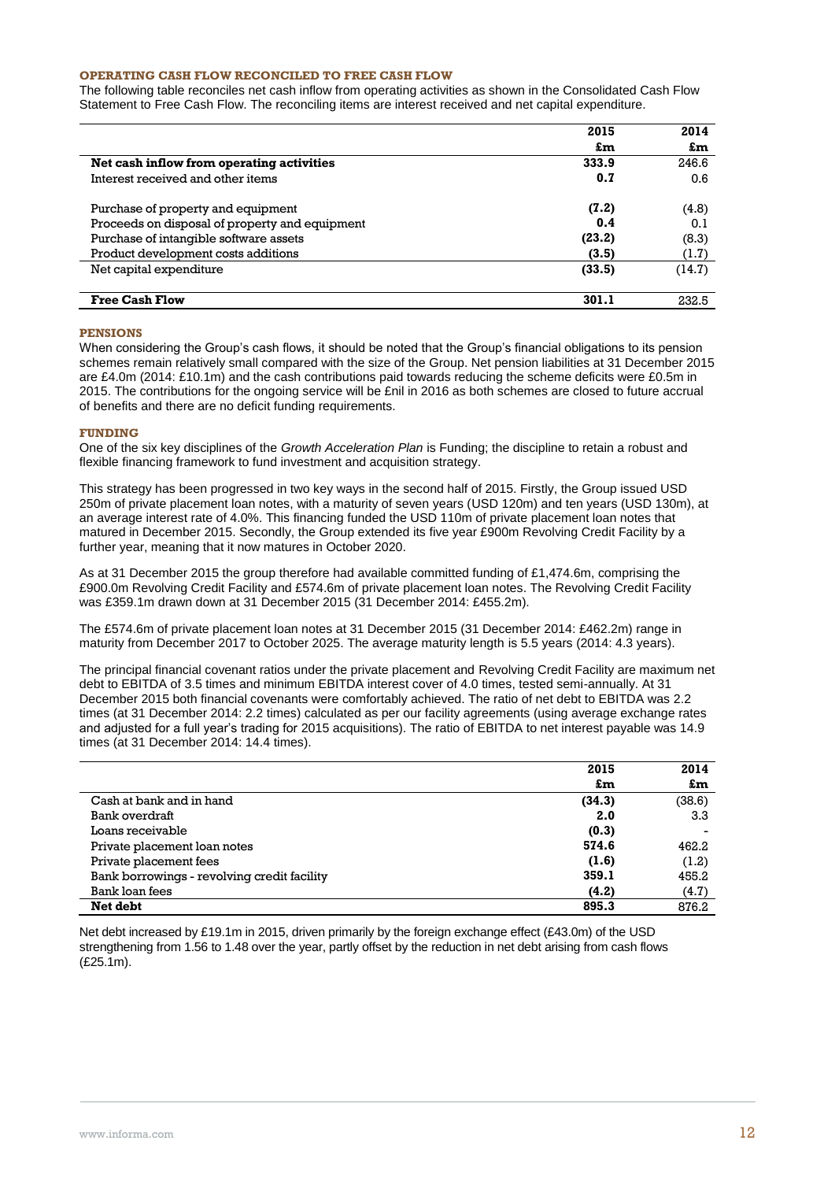### OPERATING CASH FLOW RECONCILED TO FREE CASH FLOW

The following table reconciles net cash inflow from operating activities as shown in the Consolidated Cash Flow Statement to Free Cash Flow. The reconciling items are interest received and net capital expenditure.

| | 2015 £m | 2014 £m |
|---|---|---|
| **Net cash inflow from operating activities** | **333.9** | 246.6 |
| Interest received and other items | **0.7** | 0.6 |
| | | |
| Purchase of property and equipment | **(7.2)** | (4.8) |
| Proceeds on disposal of property and equipment | **0.4** | 0.1 |
| Purchase of intangible software assets | **(23.2)** | (8.3) |
| Product development costs additions | **(3.5)** | (1.7) |
| Net capital expenditure | **(33.5)** | (14.7) |
| | | |
| **Free Cash Flow** | **301.1** | 232.5 |

### PENSIONS

When considering the Group's cash flows, it should be noted that the Group's financial obligations to its pension schemes remain relatively small compared with the size of the Group. Net pension liabilities at 31 December 2015 are £4.0m (2014: £10.1m) and the cash contributions paid towards reducing the scheme deficits were £0.5m in 2015. The contributions for the ongoing service will be £nil in 2016 as both schemes are closed to future accrual of benefits and there are no deficit funding requirements.

### FUNDING

One of the six key disciplines of the *Growth Acceleration Plan* is Funding; the discipline to retain a robust and flexible financing framework to fund investment and acquisition strategy.

This strategy has been progressed in two key ways in the second half of 2015. Firstly, the Group issued USD 250m of private placement loan notes, with a maturity of seven years (USD 120m) and ten years (USD 130m), at an average interest rate of 4.0%. This financing funded the USD 110m of private placement loan notes that matured in December 2015. Secondly, the Group extended its five year £900m Revolving Credit Facility by a further year, meaning that it now matures in October 2020.

As at 31 December 2015 the group therefore had available committed funding of £1,474.6m, comprising the £900.0m Revolving Credit Facility and £574.6m of private placement loan notes. The Revolving Credit Facility was £359.1m drawn down at 31 December 2015 (31 December 2014: £455.2m).

The £574.6m of private placement loan notes at 31 December 2015 (31 December 2014: £462.2m) range in maturity from December 2017 to October 2025. The average maturity length is 5.5 years (2014: 4.3 years).

The principal financial covenant ratios under the private placement and Revolving Credit Facility are maximum net debt to EBITDA of 3.5 times and minimum EBITDA interest cover of 4.0 times, tested semi-annually. At 31 December 2015 both financial covenants were comfortably achieved. The ratio of net debt to EBITDA was 2.2 times (at 31 December 2014: 2.2 times) calculated as per our facility agreements (using average exchange rates and adjusted for a full year's trading for 2015 acquisitions). The ratio of EBITDA to net interest payable was 14.9 times (at 31 December 2014: 14.4 times).

| | 2015 £m | 2014 £m |
|---|---|---|
| Cash at bank and in hand | **(34.3)** | (38.6) |
| Bank overdraft | **2.0** | 3.3 |
| Loans receivable | **(0.3)** | - |
| Private placement loan notes | **574.6** | 462.2 |
| Private placement fees | **(1.6)** | (1.2) |
| Bank borrowings - revolving credit facility | **359.1** | 455.2 |
| Bank loan fees | **(4.2)** | (4.7) |
| **Net debt** | **895.3** | 876.2 |

Net debt increased by £19.1m in 2015, driven primarily by the foreign exchange effect (£43.0m) of the USD strengthening from 1.56 to 1.48 over the year, partly offset by the reduction in net debt arising from cash flows (£25.1m).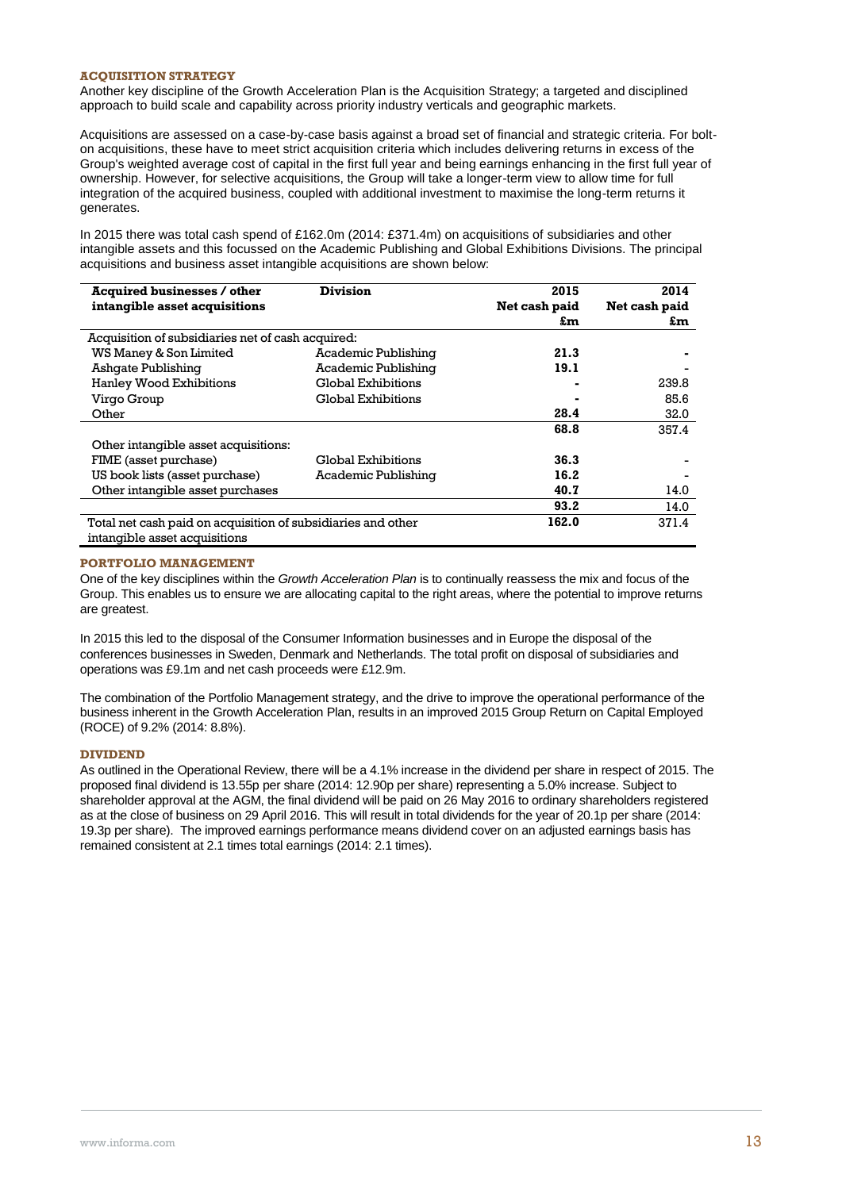### ACQUISITION STRATEGY

Another key discipline of the Growth Acceleration Plan is the Acquisition Strategy; a targeted and disciplined approach to build scale and capability across priority industry verticals and geographic markets.

Acquisitions are assessed on a case-by-case basis against a broad set of financial and strategic criteria. For bolt-on acquisitions, these have to meet strict acquisition criteria which includes delivering returns in excess of the Group's weighted average cost of capital in the first full year and being earnings enhancing in the first full year of ownership. However, for selective acquisitions, the Group will take a longer-term view to allow time for full integration of the acquired business, coupled with additional investment to maximise the long-term returns it generates.

In 2015 there was total cash spend of £162.0m (2014: £371.4m) on acquisitions of subsidiaries and other intangible assets and this focussed on the Academic Publishing and Global Exhibitions Divisions. The principal acquisitions and business asset intangible acquisitions are shown below:

| Acquired businesses / other intangible asset acquisitions | Division | 2015 Net cash paid £m | 2014 Net cash paid £m |
|---|---|---|---|
| Acquisition of subsidiaries net of cash acquired: | | | |
| WS Maney & Son Limited | Academic Publishing | **21.3** | - |
| Ashgate Publishing | Academic Publishing | **19.1** | - |
| Hanley Wood Exhibitions | Global Exhibitions | **-** | 239.8 |
| Virgo Group | Global Exhibitions | **-** | 85.6 |
| Other | | **28.4** | 32.0 |
| | | **68.8** | 357.4 |
| Other intangible asset acquisitions: | | | |
| FIME (asset purchase) | Global Exhibitions | **36.3** | - |
| US book lists (asset purchase) | Academic Publishing | **16.2** | - |
| Other intangible asset purchases | | **40.7** | 14.0 |
| | | **93.2** | 14.0 |
| Total net cash paid on acquisition of subsidiaries and other intangible asset acquisitions | | **162.0** | 371.4 |

### PORTFOLIO MANAGEMENT

One of the key disciplines within the *Growth Acceleration Plan* is to continually reassess the mix and focus of the Group. This enables us to ensure we are allocating capital to the right areas, where the potential to improve returns are greatest.

In 2015 this led to the disposal of the Consumer Information businesses and in Europe the disposal of the conferences businesses in Sweden, Denmark and Netherlands. The total profit on disposal of subsidiaries and operations was £9.1m and net cash proceeds were £12.9m.

The combination of the Portfolio Management strategy, and the drive to improve the operational performance of the business inherent in the Growth Acceleration Plan, results in an improved 2015 Group Return on Capital Employed (ROCE) of 9.2% (2014: 8.8%).

### DIVIDEND

As outlined in the Operational Review, there will be a 4.1% increase in the dividend per share in respect of 2015. The proposed final dividend is 13.55p per share (2014: 12.90p per share) representing a 5.0% increase. Subject to shareholder approval at the AGM, the final dividend will be paid on 26 May 2016 to ordinary shareholders registered as at the close of business on 29 April 2016. This will result in total dividends for the year of 20.1p per share (2014: 19.3p per share). The improved earnings performance means dividend cover on an adjusted earnings basis has remained consistent at 2.1 times total earnings (2014: 2.1 times).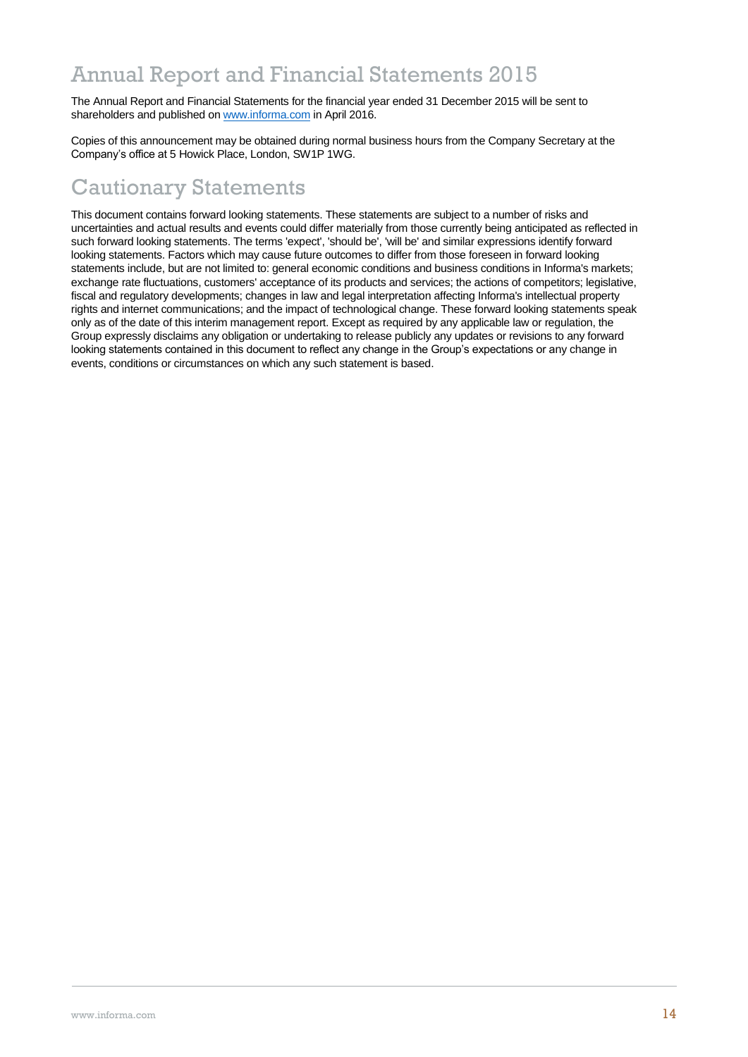# Annual Report and Financial Statements 2015

The Annual Report and Financial Statements for the financial year ended 31 December 2015 will be sent to shareholders and published on www.informa.com in April 2016.

Copies of this announcement may be obtained during normal business hours from the Company Secretary at the Company's office at 5 Howick Place, London, SW1P 1WG.

# Cautionary Statements

This document contains forward looking statements. These statements are subject to a number of risks and uncertainties and actual results and events could differ materially from those currently being anticipated as reflected in such forward looking statements. The terms 'expect', 'should be', 'will be' and similar expressions identify forward looking statements. Factors which may cause future outcomes to differ from those foreseen in forward looking statements include, but are not limited to: general economic conditions and business conditions in Informa's markets; exchange rate fluctuations, customers' acceptance of its products and services; the actions of competitors; legislative, fiscal and regulatory developments; changes in law and legal interpretation affecting Informa's intellectual property rights and internet communications; and the impact of technological change. These forward looking statements speak only as of the date of this interim management report. Except as required by any applicable law or regulation, the Group expressly disclaims any obligation or undertaking to release publicly any updates or revisions to any forward looking statements contained in this document to reflect any change in the Group's expectations or any change in events, conditions or circumstances on which any such statement is based.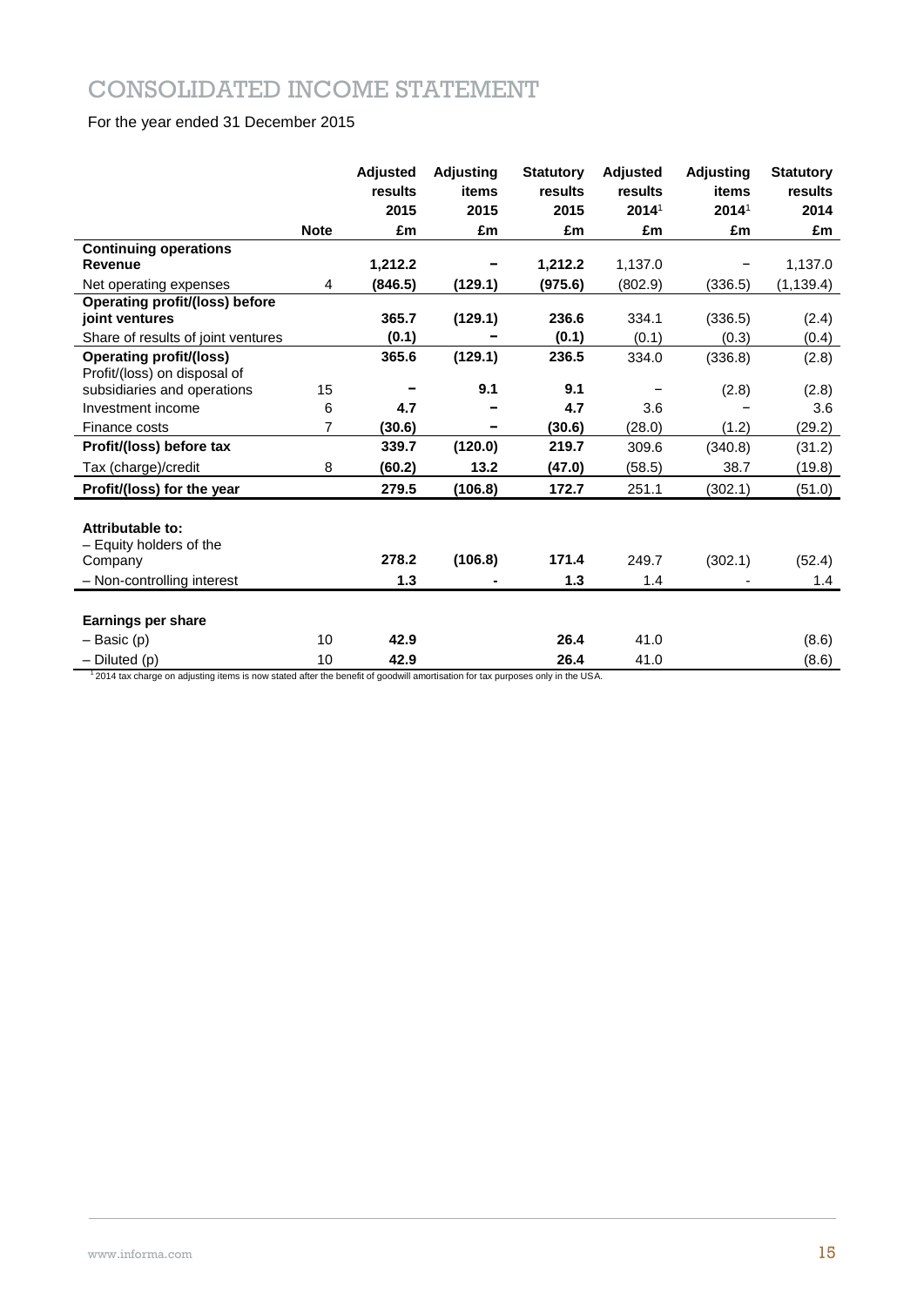# CONSOLIDATED INCOME STATEMENT

For the year ended 31 December 2015

| | Note | Adjusted results 2015 £m | Adjusting items 2015 £m | Statutory results 2015 £m | Adjusted results 2014[1] £m | Adjusting items 2014[1] £m | Statutory results 2014 £m |
|---|---|---|---|---|---|---|---|
| **Continuing operations** | | | | | | | |
| **Revenue** | | **1,212.2** | **–** | **1,212.2** | 1,137.0 | – | 1,137.0 |
| Net operating expenses | 4 | **(846.5)** | **(129.1)** | **(975.6)** | (802.9) | (336.5) | (1,139.4) |
| **Operating profit/(loss) before joint ventures** | | **365.7** | **(129.1)** | **236.6** | 334.1 | (336.5) | (2.4) |
| Share of results of joint ventures | | **(0.1)** | **–** | **(0.1)** | (0.1) | (0.3) | (0.4) |
| **Operating profit/(loss)** | | **365.6** | **(129.1)** | **236.5** | 334.0 | (336.8) | (2.8) |
| Profit/(loss) on disposal of subsidiaries and operations | 15 | **–** | **9.1** | **9.1** | – | (2.8) | (2.8) |
| Investment income | 6 | **4.7** | **–** | **4.7** | 3.6 | – | 3.6 |
| Finance costs | 7 | **(30.6)** | **–** | **(30.6)** | (28.0) | (1.2) | (29.2) |
| **Profit/(loss) before tax** | | **339.7** | **(120.0)** | **219.7** | 309.6 | (340.8) | (31.2) |
| Tax (charge)/credit | 8 | **(60.2)** | **13.2** | **(47.0)** | (58.5) | 38.7 | (19.8) |
| **Profit/(loss) for the year** | | **279.5** | **(106.8)** | **172.7** | 251.1 | (302.1) | (51.0) |
| | | | | | | | |
| **Attributable to:** | | | | | | | |
| – Equity holders of the Company | | **278.2** | **(106.8)** | **171.4** | 249.7 | (302.1) | (52.4) |
| – Non-controlling interest | | **1.3** | **-** | **1.3** | 1.4 | - | 1.4 |
| | | | | | | | |
| **Earnings per share** | | | | | | | |
| – Basic (p) | 10 | **42.9** | | **26.4** | 41.0 | | (8.6) |
| – Diluted (p) | 10 | **42.9** | | **26.4** | 41.0 | | (8.6) |

[1] 2014 tax charge on adjusting items is now stated after the benefit of goodwill amortisation for tax purposes only in the USA.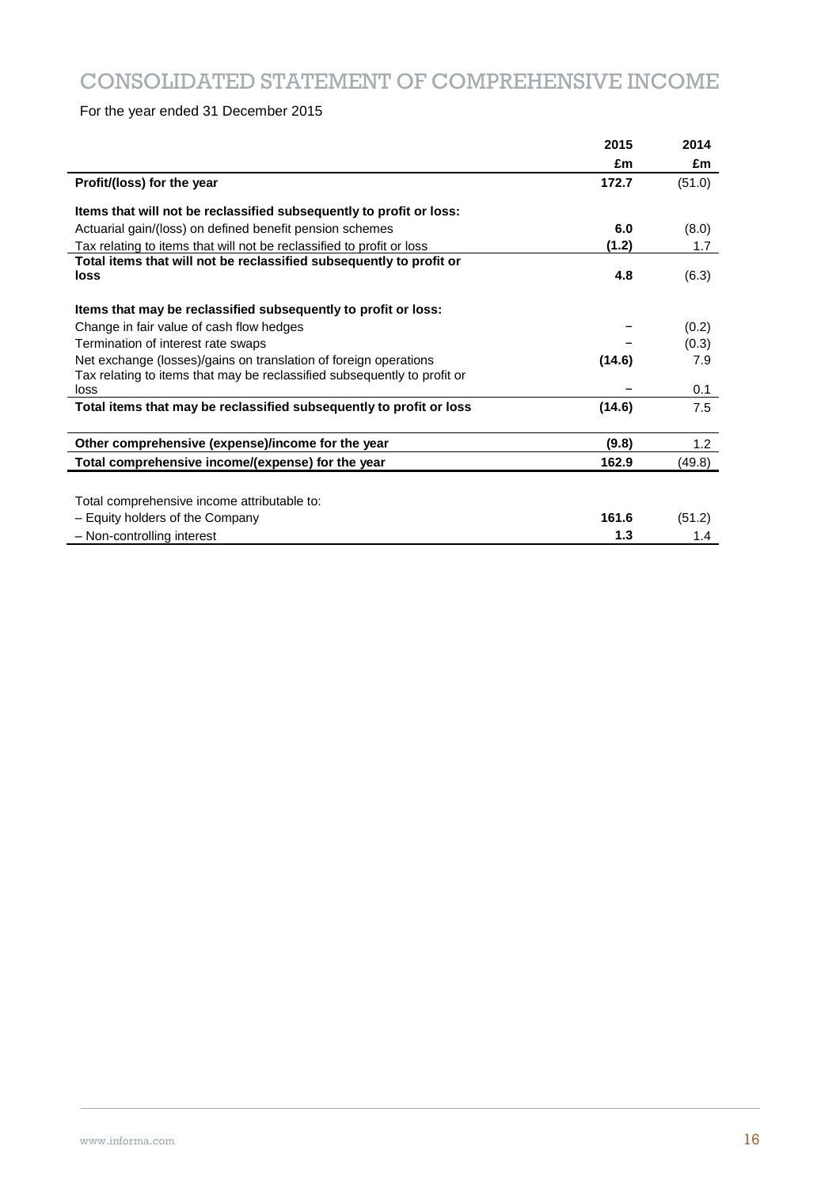# CONSOLIDATED STATEMENT OF COMPREHENSIVE INCOME

For the year ended 31 December 2015

| | 2015 | 2014 |
|---|---|---|
| | £m | £m |
| **Profit/(loss) for the year** | **172.7** | (51.0) |
| **Items that will not be reclassified subsequently to profit or loss:** | | |
| Actuarial gain/(loss) on defined benefit pension schemes | **6.0** | (8.0) |
| Tax relating to items that will not be reclassified to profit or loss | **(1.2)** | 1.7 |
| **Total items that will not be reclassified subsequently to profit or loss** | **4.8** | (6.3) |
| **Items that may be reclassified subsequently to profit or loss:** | | |
| Change in fair value of cash flow hedges | – | (0.2) |
| Termination of interest rate swaps | – | (0.3) |
| Net exchange (losses)/gains on translation of foreign operations | **(14.6)** | 7.9 |
| Tax relating to items that may be reclassified subsequently to profit or loss | – | 0.1 |
| **Total items that may be reclassified subsequently to profit or loss** | **(14.6)** | 7.5 |
| **Other comprehensive (expense)/income for the year** | **(9.8)** | 1.2 |
| **Total comprehensive income/(expense) for the year** | **162.9** | (49.8) |
| Total comprehensive income attributable to: | | |
| – Equity holders of the Company | **161.6** | (51.2) |
| – Non-controlling interest | **1.3** | 1.4 |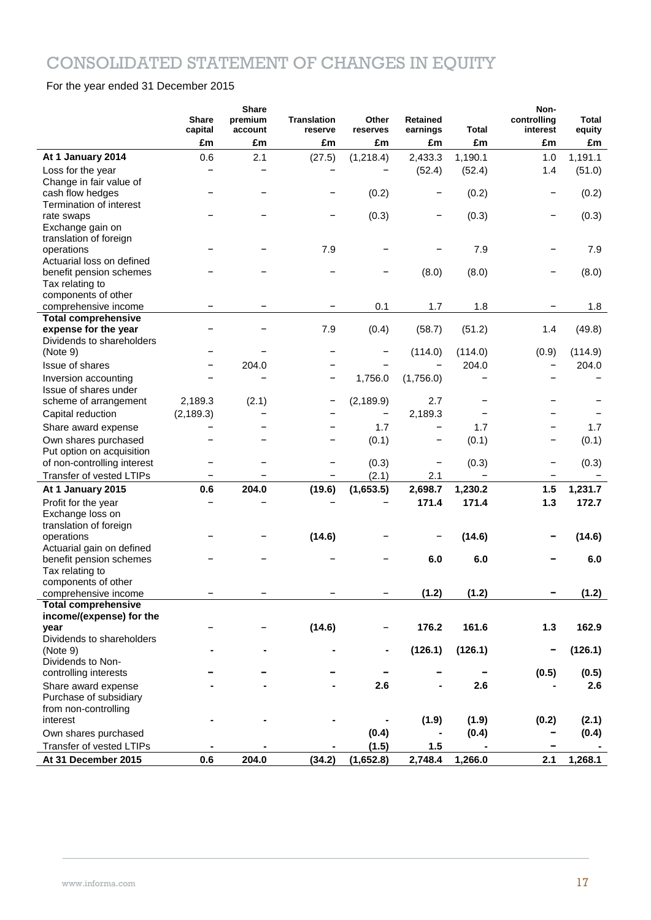# CONSOLIDATED STATEMENT OF CHANGES IN EQUITY

For the year ended 31 December 2015

| | Share capital | Share premium account | Translation reserve | Other reserves | Retained earnings | Total | Non-controlling interest | Total equity |
|---|---|---|---|---|---|---|---|---|
| | £m | £m | £m | £m | £m | £m | £m | £m |
| **At 1 January 2014** | 0.6 | 2.1 | (27.5) | (1,218.4) | 2,433.3 | 1,190.1 | 1.0 | 1,191.1 |
| Loss for the year | – | – | – | – | (52.4) | (52.4) | 1.4 | (51.0) |
| Change in fair value of cash flow hedges | – | – | – | (0.2) | – | (0.2) | – | (0.2) |
| Termination of interest rate swaps | – | – | – | (0.3) | – | (0.3) | – | (0.3) |
| Exchange gain on translation of foreign operations | – | – | 7.9 | – | – | 7.9 | – | 7.9 |
| Actuarial loss on defined benefit pension schemes | – | – | – | – | (8.0) | (8.0) | – | (8.0) |
| Tax relating to components of other comprehensive income | – | – | – | 0.1 | 1.7 | 1.8 | – | 1.8 |
| **Total comprehensive expense for the year** | – | – | 7.9 | (0.4) | (58.7) | (51.2) | 1.4 | (49.8) |
| Dividends to shareholders (Note 9) | – | – | – | – | (114.0) | (114.0) | (0.9) | (114.9) |
| Issue of shares | – | 204.0 | – | – | – | 204.0 | – | 204.0 |
| Inversion accounting | – | – | – | 1,756.0 | (1,756.0) | – | – | – |
| Issue of shares under scheme of arrangement | 2,189.3 | (2.1) | – | (2,189.9) | 2.7 | – | – | – |
| Capital reduction | (2,189.3) | – | – | – | 2,189.3 | – | – | – |
| Share award expense | – | – | – | 1.7 | – | 1.7 | – | 1.7 |
| Own shares purchased | – | – | – | (0.1) | – | (0.1) | – | (0.1) |
| Put option on acquisition of non-controlling interest | – | – | – | (0.3) | – | (0.3) | – | (0.3) |
| Transfer of vested LTIPs | – | – | – | (2.1) | 2.1 | – | – | – |
| **At 1 January 2015** | **0.6** | **204.0** | **(19.6)** | **(1,653.5)** | **2,698.7** | **1,230.2** | **1.5** | **1,231.7** |
| Profit for the year | – | – | – | – | **171.4** | **171.4** | **1.3** | **172.7** |
| Exchange loss on translation of foreign operations | – | – | **(14.6)** | – | – | **(14.6)** | – | **(14.6)** |
| Actuarial gain on defined benefit pension schemes | – | – | – | – | **6.0** | **6.0** | – | **6.0** |
| Tax relating to components of other comprehensive income | – | – | – | – | **(1.2)** | **(1.2)** | – | **(1.2)** |
| **Total comprehensive income/(expense) for the year** | – | – | **(14.6)** | – | **176.2** | **161.6** | **1.3** | **162.9** |
| Dividends to shareholders (Note 9) | - | - | - | - | **(126.1)** | **(126.1)** | – | **(126.1)** |
| Dividends to Non-controlling interests | – | – | – | – | – | – | **(0.5)** | **(0.5)** |
| Share award expense | - | - | - | **2.6** | - | **2.6** | - | **2.6** |
| Purchase of subsidiary from non-controlling interest | - | - | - | - | **(1.9)** | **(1.9)** | **(0.2)** | **(2.1)** |
| Own shares purchased | | | | **(0.4)** | - | **(0.4)** | – | **(0.4)** |
| Transfer of vested LTIPs | - | - | - | **(1.5)** | **1.5** | - | – | - |
| **At 31 December 2015** | **0.6** | **204.0** | **(34.2)** | **(1,652.8)** | **2,748.4** | **1,266.0** | **2.1** | **1,268.1** |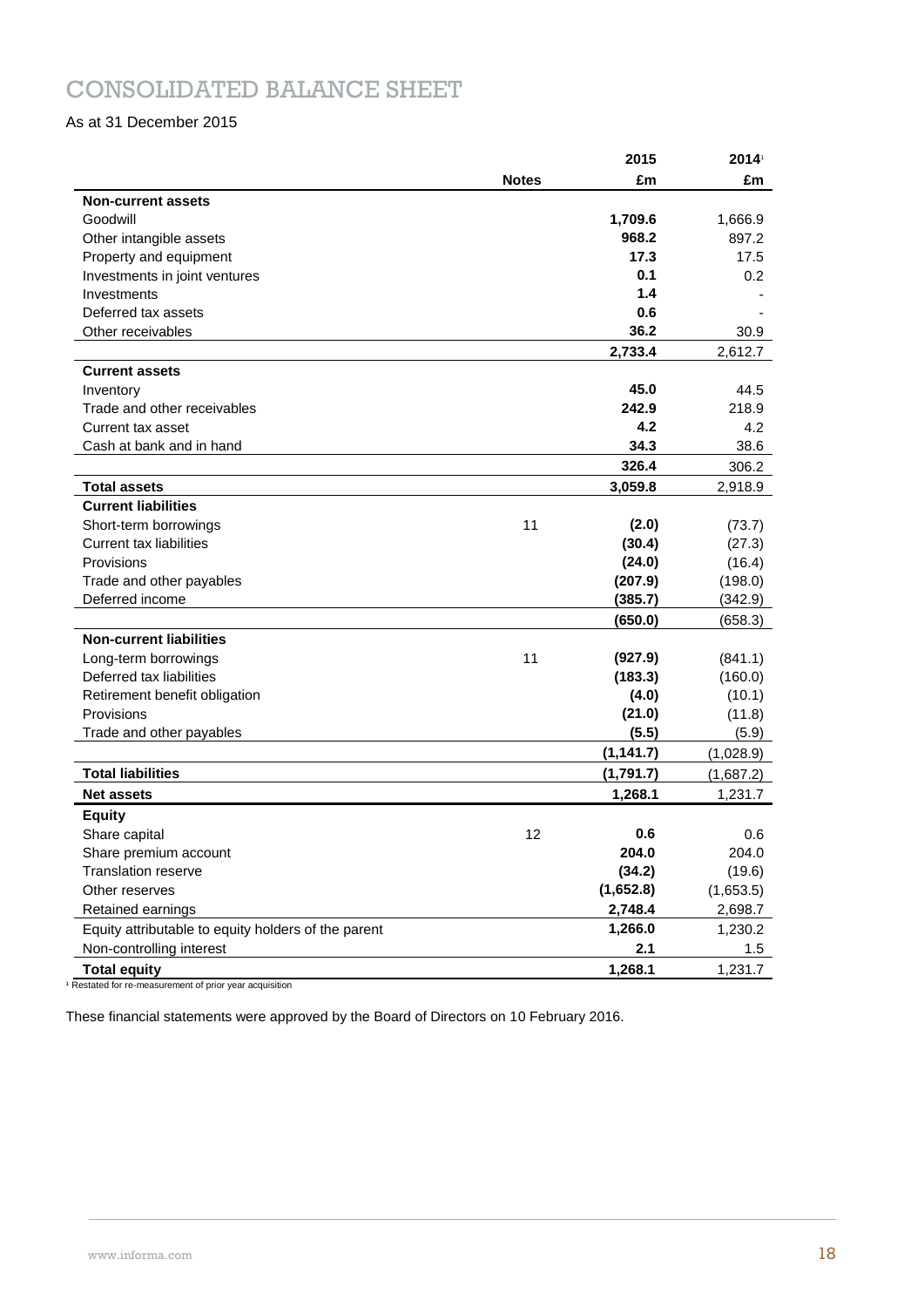# CONSOLIDATED BALANCE SHEET

As at 31 December 2015

| | Notes | 2015 £m | 2014[1] £m |
|---|---|---|---|
| **Non-current assets** | | | |
| Goodwill | | **1,709.6** | 1,666.9 |
| Other intangible assets | | **968.2** | 897.2 |
| Property and equipment | | **17.3** | 17.5 |
| Investments in joint ventures | | **0.1** | 0.2 |
| Investments | | **1.4** | - |
| Deferred tax assets | | **0.6** | - |
| Other receivables | | **36.2** | 30.9 |
| | | **2,733.4** | 2,612.7 |
| **Current assets** | | | |
| Inventory | | **45.0** | 44.5 |
| Trade and other receivables | | **242.9** | 218.9 |
| Current tax asset | | **4.2** | 4.2 |
| Cash at bank and in hand | | **34.3** | 38.6 |
| | | **326.4** | 306.2 |
| **Total assets** | | **3,059.8** | 2,918.9 |
| **Current liabilities** | | | |
| Short-term borrowings | 11 | **(2.0)** | (73.7) |
| Current tax liabilities | | **(30.4)** | (27.3) |
| Provisions | | **(24.0)** | (16.4) |
| Trade and other payables | | **(207.9)** | (198.0) |
| Deferred income | | **(385.7)** | (342.9) |
| | | **(650.0)** | (658.3) |
| **Non-current liabilities** | | | |
| Long-term borrowings | 11 | **(927.9)** | (841.1) |
| Deferred tax liabilities | | **(183.3)** | (160.0) |
| Retirement benefit obligation | | **(4.0)** | (10.1) |
| Provisions | | **(21.0)** | (11.8) |
| Trade and other payables | | **(5.5)** | (5.9) |
| | | **(1,141.7)** | (1,028.9) |
| **Total liabilities** | | **(1,791.7)** | (1,687.2) |
| **Net assets** | | **1,268.1** | 1,231.7 |
| **Equity** | | | |
| Share capital | 12 | **0.6** | 0.6 |
| Share premium account | | **204.0** | 204.0 |
| Translation reserve | | **(34.2)** | (19.6) |
| Other reserves | | **(1,652.8)** | (1,653.5) |
| Retained earnings | | **2,748.4** | 2,698.7 |
| Equity attributable to equity holders of the parent | | **1,266.0** | 1,230.2 |
| Non-controlling interest | | **2.1** | 1.5 |
| **Total equity** | | **1,268.1** | 1,231.7 |

[1] Restated for re-measurement of prior year acquisition

These financial statements were approved by the Board of Directors on 10 February 2016.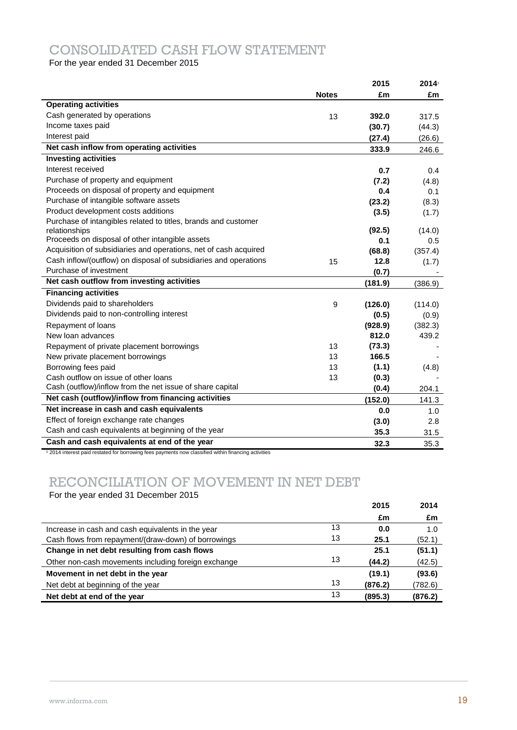# CONSOLIDATED CASH FLOW STATEMENT

For the year ended 31 December 2015

| | Notes | 2015 £m | 2014[1] £m |
|---|---|---|---|
| **Operating activities** | | | |
| Cash generated by operations | 13 | **392.0** | 317.5 |
| Income taxes paid | | **(30.7)** | (44.3) |
| Interest paid | | **(27.4)** | (26.6) |
| **Net cash inflow from operating activities** | | **333.9** | 246.6 |
| **Investing activities** | | | |
| Interest received | | **0.7** | 0.4 |
| Purchase of property and equipment | | **(7.2)** | (4.8) |
| Proceeds on disposal of property and equipment | | **0.4** | 0.1 |
| Purchase of intangible software assets | | **(23.2)** | (8.3) |
| Product development costs additions | | **(3.5)** | (1.7) |
| Purchase of intangibles related to titles, brands and customer relationships | | **(92.5)** | (14.0) |
| Proceeds on disposal of other intangible assets | | **0.1** | 0.5 |
| Acquisition of subsidiaries and operations, net of cash acquired | | **(68.8)** | (357.4) |
| Cash inflow/(outflow) on disposal of subsidiaries and operations | 15 | **12.8** | (1.7) |
| Purchase of investment | | **(0.7)** | - |
| **Net cash outflow from investing activities** | | **(181.9)** | (386.9) |
| **Financing activities** | | | |
| Dividends paid to shareholders | 9 | **(126.0)** | (114.0) |
| Dividends paid to non-controlling interest | | **(0.5)** | (0.9) |
| Repayment of loans | | **(928.9)** | (382.3) |
| New loan advances | | **812.0** | 439.2 |
| Repayment of private placement borrowings | 13 | **(73.3)** | - |
| New private placement borrowings | 13 | **166.5** | - |
| Borrowing fees paid | 13 | **(1.1)** | (4.8) |
| Cash outflow on issue of other loans | 13 | **(0.3)** | - |
| Cash (outflow)/inflow from the net issue of share capital | | **(0.4)** | 204.1 |
| **Net cash (outflow)/inflow from financing activities** | | **(152.0)** | 141.3 |
| **Net increase in cash and cash equivalents** | | **0.0** | 1.0 |
| Effect of foreign exchange rate changes | | **(3.0)** | 2.8 |
| Cash and cash equivalents at beginning of the year | | **35.3** | 31.5 |
| **Cash and cash equivalents at end of the year** | | **32.3** | 35.3 |

[1] 2014 interest paid restated for borrowing fees payments now classified within financing activities

# RECONCILIATION OF MOVEMENT IN NET DEBT

For the year ended 31 December 2015

| | | 2015 £m | 2014 £m |
|---|---|---|---|
| Increase in cash and cash equivalents in the year | 13 | **0.0** | 1.0 |
| Cash flows from repayment/(draw-down) of borrowings | 13 | **25.1** | (52.1) |
| **Change in net debt resulting from cash flows** | | **25.1** | **(51.1)** |
| Other non-cash movements including foreign exchange | 13 | **(44.2)** | (42.5) |
| **Movement in net debt in the year** | | **(19.1)** | **(93.6)** |
| Net debt at beginning of the year | 13 | **(876.2)** | (782.6) |
| **Net debt at end of the year** | 13 | **(895.3)** | **(876.2)** |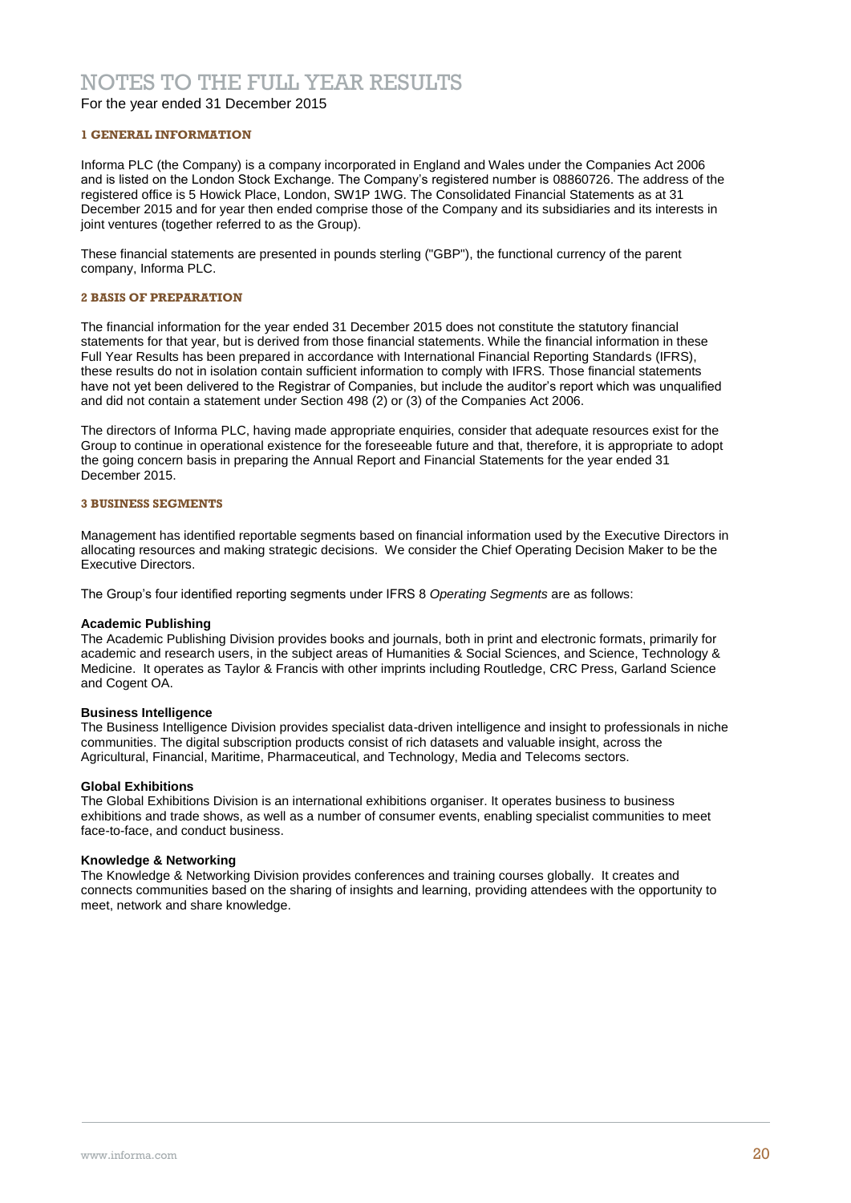# NOTES TO THE FULL YEAR RESULTS

For the year ended 31 December 2015

## 1 GENERAL INFORMATION

Informa PLC (the Company) is a company incorporated in England and Wales under the Companies Act 2006 and is listed on the London Stock Exchange. The Company's registered number is 08860726. The address of the registered office is 5 Howick Place, London, SW1P 1WG. The Consolidated Financial Statements as at 31 December 2015 and for year then ended comprise those of the Company and its subsidiaries and its interests in joint ventures (together referred to as the Group).

These financial statements are presented in pounds sterling ("GBP"), the functional currency of the parent company, Informa PLC.

## 2 BASIS OF PREPARATION

The financial information for the year ended 31 December 2015 does not constitute the statutory financial statements for that year, but is derived from those financial statements. While the financial information in these Full Year Results has been prepared in accordance with International Financial Reporting Standards (IFRS), these results do not in isolation contain sufficient information to comply with IFRS. Those financial statements have not yet been delivered to the Registrar of Companies, but include the auditor's report which was unqualified and did not contain a statement under Section 498 (2) or (3) of the Companies Act 2006.

The directors of Informa PLC, having made appropriate enquiries, consider that adequate resources exist for the Group to continue in operational existence for the foreseeable future and that, therefore, it is appropriate to adopt the going concern basis in preparing the Annual Report and Financial Statements for the year ended 31 December 2015.

## 3 BUSINESS SEGMENTS

Management has identified reportable segments based on financial information used by the Executive Directors in allocating resources and making strategic decisions. We consider the Chief Operating Decision Maker to be the Executive Directors.

The Group's four identified reporting segments under IFRS 8 *Operating Segments* are as follows:

**Academic Publishing**

The Academic Publishing Division provides books and journals, both in print and electronic formats, primarily for academic and research users, in the subject areas of Humanities & Social Sciences, and Science, Technology & Medicine. It operates as Taylor & Francis with other imprints including Routledge, CRC Press, Garland Science and Cogent OA.

**Business Intelligence**

The Business Intelligence Division provides specialist data-driven intelligence and insight to professionals in niche communities. The digital subscription products consist of rich datasets and valuable insight, across the Agricultural, Financial, Maritime, Pharmaceutical, and Technology, Media and Telecoms sectors.

**Global Exhibitions**

The Global Exhibitions Division is an international exhibitions organiser. It operates business to business exhibitions and trade shows, as well as a number of consumer events, enabling specialist communities to meet face-to-face, and conduct business.

**Knowledge & Networking**

The Knowledge & Networking Division provides conferences and training courses globally. It creates and connects communities based on the sharing of insights and learning, providing attendees with the opportunity to meet, network and share knowledge.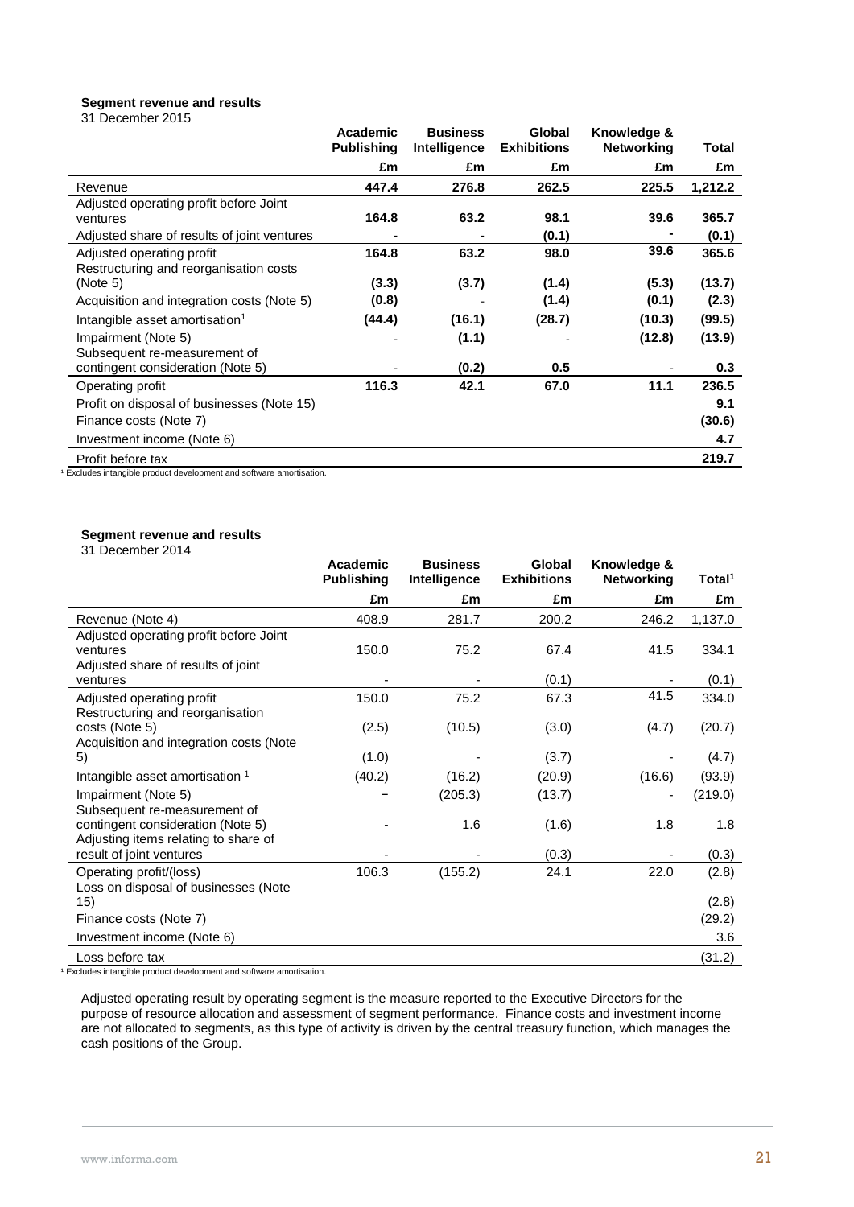**Segment revenue and results**

31 December 2015

| | Academic Publishing | Business Intelligence | Global Exhibitions | Knowledge & Networking | Total |
|---|---|---|---|---|---|
| | £m | £m | £m | £m | £m |
| Revenue | **447.4** | **276.8** | **262.5** | **225.5** | **1,212.2** |
| Adjusted operating profit before Joint ventures | **164.8** | **63.2** | **98.1** | **39.6** | **365.7** |
| Adjusted share of results of joint ventures | **-** | **-** | **(0.1)** | **-** | **(0.1)** |
| Adjusted operating profit | **164.8** | **63.2** | **98.0** | **39.6** | **365.6** |
| Restructuring and reorganisation costs (Note 5) | **(3.3)** | **(3.7)** | **(1.4)** | **(5.3)** | **(13.7)** |
| Acquisition and integration costs (Note 5) | **(0.8)** | - | **(1.4)** | **(0.1)** | **(2.3)** |
| Intangible asset amortisation[1] | **(44.4)** | **(16.1)** | **(28.7)** | **(10.3)** | **(99.5)** |
| Impairment (Note 5) | - | **(1.1)** | - | **(12.8)** | **(13.9)** |
| Subsequent re-measurement of contingent consideration (Note 5) | - | **(0.2)** | **0.5** | - | **0.3** |
| Operating profit | **116.3** | **42.1** | **67.0** | **11.1** | **236.5** |
| Profit on disposal of businesses (Note 15) | | | | | **9.1** |
| Finance costs (Note 7) | | | | | **(30.6)** |
| Investment income (Note 6) | | | | | **4.7** |
| Profit before tax | | | | | **219.7** |

[1] Excludes intangible product development and software amortisation.

**Segment revenue and results**

31 December 2014

| | Academic Publishing | Business Intelligence | Global Exhibitions | Knowledge & Networking | Total[1] |
|---|---|---|---|---|---|
| | £m | £m | £m | £m | £m |
| Revenue (Note 4) | 408.9 | 281.7 | 200.2 | 246.2 | 1,137.0 |
| Adjusted operating profit before Joint ventures | 150.0 | 75.2 | 67.4 | 41.5 | 334.1 |
| Adjusted share of results of joint ventures | - | - | (0.1) | - | (0.1) |
| Adjusted operating profit | 150.0 | 75.2 | 67.3 | 41.5 | 334.0 |
| Restructuring and reorganisation costs (Note 5) | (2.5) | (10.5) | (3.0) | (4.7) | (20.7) |
| Acquisition and integration costs (Note 5) | (1.0) | - | (3.7) | - | (4.7) |
| Intangible asset amortisation [1] | (40.2) | (16.2) | (20.9) | (16.6) | (93.9) |
| Impairment (Note 5) | – | (205.3) | (13.7) | - | (219.0) |
| Subsequent re-measurement of contingent consideration (Note 5) | - | 1.6 | (1.6) | 1.8 | 1.8 |
| Adjusting items relating to share of result of joint ventures | - | - | (0.3) | - | (0.3) |
| Operating profit/(loss) | 106.3 | (155.2) | 24.1 | 22.0 | (2.8) |
| Loss on disposal of businesses (Note 15) | | | | | (2.8) |
| Finance costs (Note 7) | | | | | (29.2) |
| Investment income (Note 6) | | | | | 3.6 |
| Loss before tax | | | | | (31.2) |

[1] Excludes intangible product development and software amortisation.

Adjusted operating result by operating segment is the measure reported to the Executive Directors for the purpose of resource allocation and assessment of segment performance. Finance costs and investment income are not allocated to segments, as this type of activity is driven by the central treasury function, which manages the cash positions of the Group.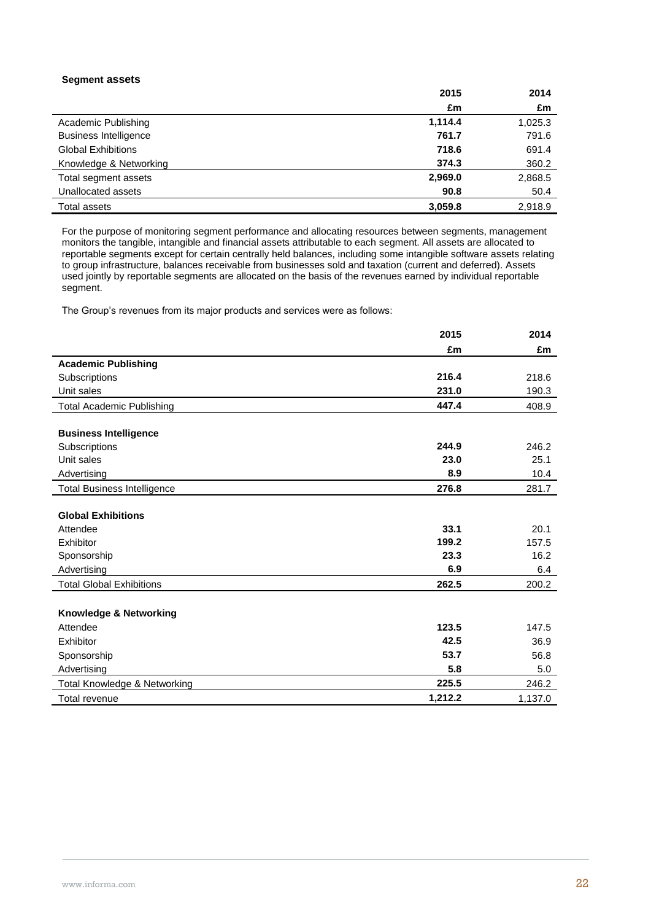**Segment assets**

| | 2015 | 2014 |
|---|---|---|
| | £m | £m |
| Academic Publishing | **1,114.4** | 1,025.3 |
| Business Intelligence | **761.7** | 791.6 |
| Global Exhibitions | **718.6** | 691.4 |
| Knowledge & Networking | **374.3** | 360.2 |
| Total segment assets | **2,969.0** | 2,868.5 |
| Unallocated assets | **90.8** | 50.4 |
| Total assets | **3,059.8** | 2,918.9 |

For the purpose of monitoring segment performance and allocating resources between segments, management monitors the tangible, intangible and financial assets attributable to each segment. All assets are allocated to reportable segments except for certain centrally held balances, including some intangible software assets relating to group infrastructure, balances receivable from businesses sold and taxation (current and deferred). Assets used jointly by reportable segments are allocated on the basis of the revenues earned by individual reportable segment.

The Group's revenues from its major products and services were as follows:

| | 2015 | 2014 |
|---|---|---|
| | £m | £m |
| **Academic Publishing** | | |
| Subscriptions | **216.4** | 218.6 |
| Unit sales | **231.0** | 190.3 |
| Total Academic Publishing | **447.4** | 408.9 |
| | | |
| **Business Intelligence** | | |
| Subscriptions | **244.9** | 246.2 |
| Unit sales | **23.0** | 25.1 |
| Advertising | **8.9** | 10.4 |
| Total Business Intelligence | **276.8** | 281.7 |
| | | |
| **Global Exhibitions** | | |
| Attendee | **33.1** | 20.1 |
| Exhibitor | **199.2** | 157.5 |
| Sponsorship | **23.3** | 16.2 |
| Advertising | **6.9** | 6.4 |
| Total Global Exhibitions | **262.5** | 200.2 |
| | | |
| **Knowledge & Networking** | | |
| Attendee | **123.5** | 147.5 |
| Exhibitor | **42.5** | 36.9 |
| Sponsorship | **53.7** | 56.8 |
| Advertising | **5.8** | 5.0 |
| Total Knowledge & Networking | **225.5** | 246.2 |
| Total revenue | **1,212.2** | 1,137.0 |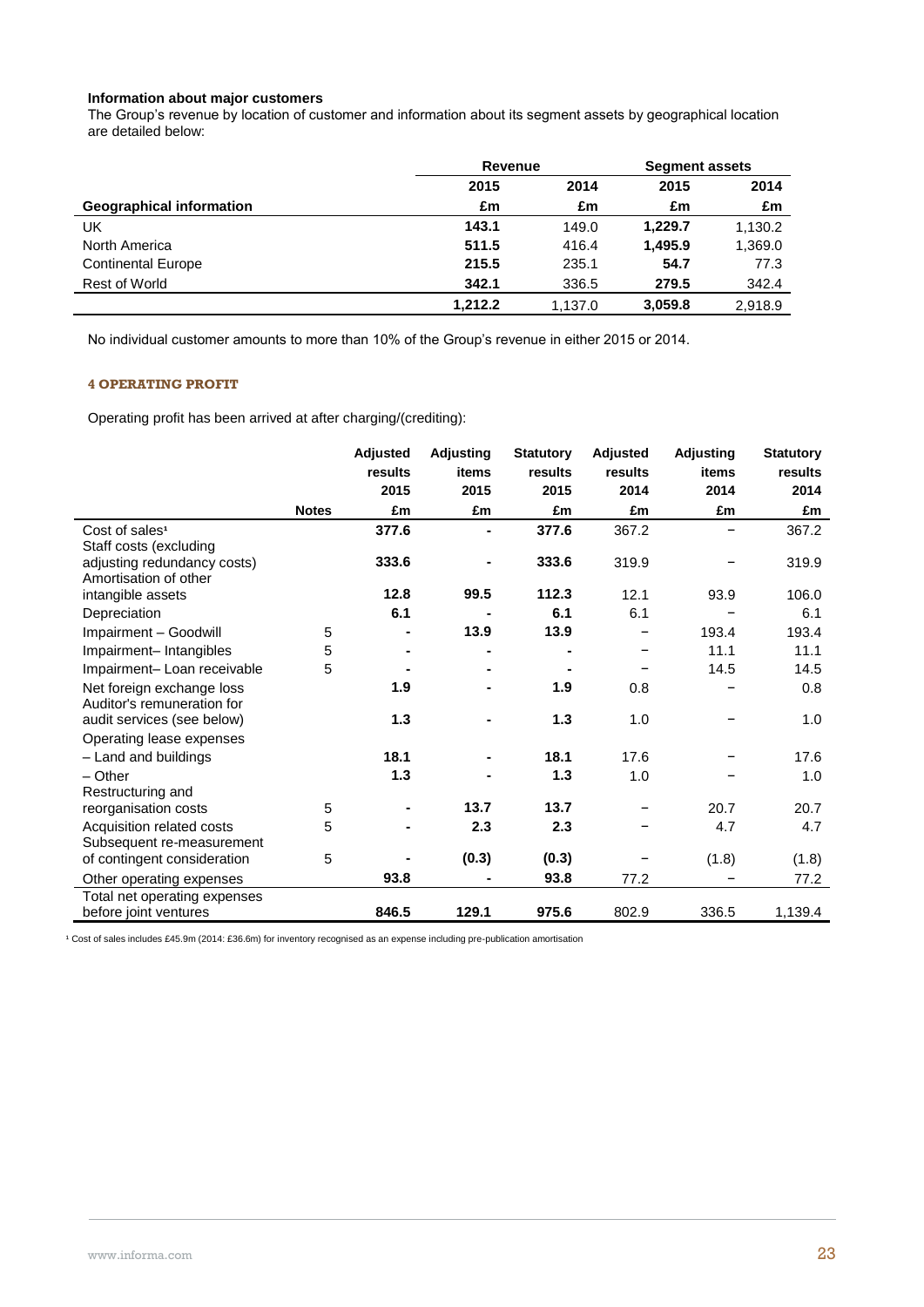**Information about major customers**

The Group's revenue by location of customer and information about its segment assets by geographical location are detailed below:

| | Revenue | | Segment assets | |
|---|---|---|---|---|
| | **2015** | **2014** | **2015** | **2014** |
| **Geographical information** | **£m** | **£m** | **£m** | **£m** |
| UK | **143.1** | 149.0 | **1,229.7** | 1,130.2 |
| North America | **511.5** | 416.4 | **1,495.9** | 1,369.0 |
| Continental Europe | **215.5** | 235.1 | **54.7** | 77.3 |
| Rest of World | **342.1** | 336.5 | **279.5** | 342.4 |
| | **1,212.2** | 1,137.0 | **3,059.8** | 2,918.9 |

No individual customer amounts to more than 10% of the Group's revenue in either 2015 or 2014.

## 4 OPERATING PROFIT

Operating profit has been arrived at after charging/(crediting):

| | Notes | Adjusted results 2015 £m | Adjusting items 2015 £m | Statutory results 2015 £m | Adjusted results 2014 £m | Adjusting items 2014 £m | Statutory results 2014 £m |
|---|---|---|---|---|---|---|---|
| Cost of sales[1] | | **377.6** | **-** | **377.6** | 367.2 | – | 367.2 |
| Staff costs (excluding adjusting redundancy costs) | | **333.6** | **-** | **333.6** | 319.9 | – | 319.9 |
| Amortisation of other intangible assets | | **12.8** | **99.5** | **112.3** | 12.1 | 93.9 | 106.0 |
| Depreciation | | **6.1** | **-** | **6.1** | 6.1 | – | 6.1 |
| Impairment – Goodwill | 5 | **-** | **13.9** | **13.9** | – | 193.4 | 193.4 |
| Impairment– Intangibles | 5 | **-** | **-** | **-** | – | 11.1 | 11.1 |
| Impairment– Loan receivable | 5 | **-** | **-** | **-** | – | 14.5 | 14.5 |
| Net foreign exchange loss | | **1.9** | **-** | **1.9** | 0.8 | – | 0.8 |
| Auditor's remuneration for audit services (see below) | | **1.3** | **-** | **1.3** | 1.0 | – | 1.0 |
| Operating lease expenses | | | | | | | |
| – Land and buildings | | **18.1** | **-** | **18.1** | 17.6 | – | 17.6 |
| – Other | | **1.3** | **-** | **1.3** | 1.0 | – | 1.0 |
| Restructuring and reorganisation costs | 5 | **-** | **13.7** | **13.7** | – | 20.7 | 20.7 |
| Acquisition related costs | 5 | **-** | **2.3** | **2.3** | – | 4.7 | 4.7 |
| Subsequent re-measurement of contingent consideration | 5 | **-** | **(0.3)** | **(0.3)** | – | (1.8) | (1.8) |
| Other operating expenses | | **93.8** | **-** | **93.8** | 77.2 | – | 77.2 |
| Total net operating expenses before joint ventures | | **846.5** | **129.1** | **975.6** | 802.9 | 336.5 | 1,139.4 |

[1] Cost of sales includes £45.9m (2014: £36.6m) for inventory recognised as an expense including pre-publication amortisation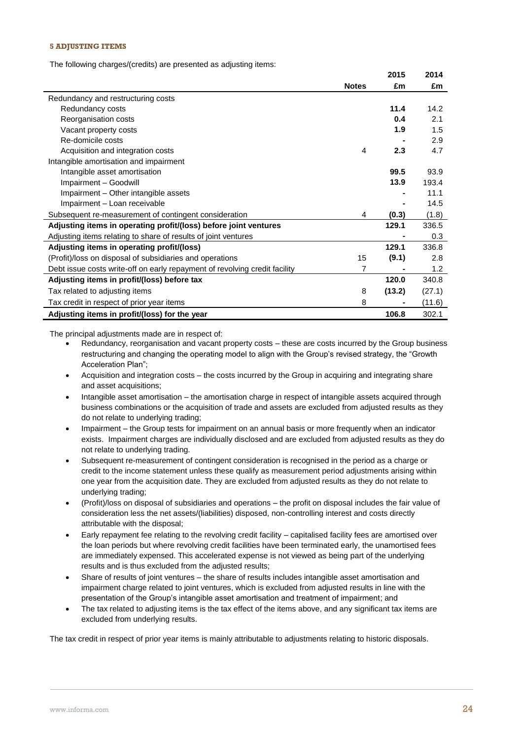### 5 ADJUSTING ITEMS

The following charges/(credits) are presented as adjusting items:

| | Notes | 2015 £m | 2014 £m |
|---|---|---|---|
| Redundancy and restructuring costs | | | |
| Redundancy costs | | **11.4** | 14.2 |
| Reorganisation costs | | **0.4** | 2.1 |
| Vacant property costs | | **1.9** | 1.5 |
| Re-domicile costs | | **-** | 2.9 |
| Acquisition and integration costs | 4 | **2.3** | 4.7 |
| Intangible amortisation and impairment | | | |
| Intangible asset amortisation | | **99.5** | 93.9 |
| Impairment – Goodwill | | **13.9** | 193.4 |
| Impairment – Other intangible assets | | **-** | 11.1 |
| Impairment – Loan receivable | | **-** | 14.5 |
| Subsequent re-measurement of contingent consideration | 4 | **(0.3)** | (1.8) |
| **Adjusting items in operating profit/(loss) before joint ventures** | | **129.1** | 336.5 |
| Adjusting items relating to share of results of joint ventures | | **-** | 0.3 |
| **Adjusting items in operating profit/(loss)** | | **129.1** | 336.8 |
| (Profit)/loss on disposal of subsidiaries and operations | 15 | **(9.1)** | 2.8 |
| Debt issue costs write-off on early repayment of revolving credit facility | 7 | **-** | 1.2 |
| **Adjusting items in profit/(loss) before tax** | | **120.0** | 340.8 |
| Tax related to adjusting items | 8 | **(13.2)** | (27.1) |
| Tax credit in respect of prior year items | 8 | **-** | (11.6) |
| **Adjusting items in profit/(loss) for the year** | | **106.8** | 302.1 |

The principal adjustments made are in respect of:

- Redundancy, reorganisation and vacant property costs – these are costs incurred by the Group business restructuring and changing the operating model to align with the Group's revised strategy, the "Growth Acceleration Plan";
- Acquisition and integration costs – the costs incurred by the Group in acquiring and integrating share and asset acquisitions;
- Intangible asset amortisation – the amortisation charge in respect of intangible assets acquired through business combinations or the acquisition of trade and assets are excluded from adjusted results as they do not relate to underlying trading;
- Impairment – the Group tests for impairment on an annual basis or more frequently when an indicator exists. Impairment charges are individually disclosed and are excluded from adjusted results as they do not relate to underlying trading.
- Subsequent re-measurement of contingent consideration is recognised in the period as a charge or credit to the income statement unless these qualify as measurement period adjustments arising within one year from the acquisition date. They are excluded from adjusted results as they do not relate to underlying trading;
- (Profit)/loss on disposal of subsidiaries and operations – the profit on disposal includes the fair value of consideration less the net assets/(liabilities) disposed, non-controlling interest and costs directly attributable with the disposal;
- Early repayment fee relating to the revolving credit facility – capitalised facility fees are amortised over the loan periods but where revolving credit facilities have been terminated early, the unamortised fees are immediately expensed. This accelerated expense is not viewed as being part of the underlying results and is thus excluded from the adjusted results;
- Share of results of joint ventures – the share of results includes intangible asset amortisation and impairment charge related to joint ventures, which is excluded from adjusted results in line with the presentation of the Group's intangible asset amortisation and treatment of impairment; and
- The tax related to adjusting items is the tax effect of the items above, and any significant tax items are excluded from underlying results.

The tax credit in respect of prior year items is mainly attributable to adjustments relating to historic disposals.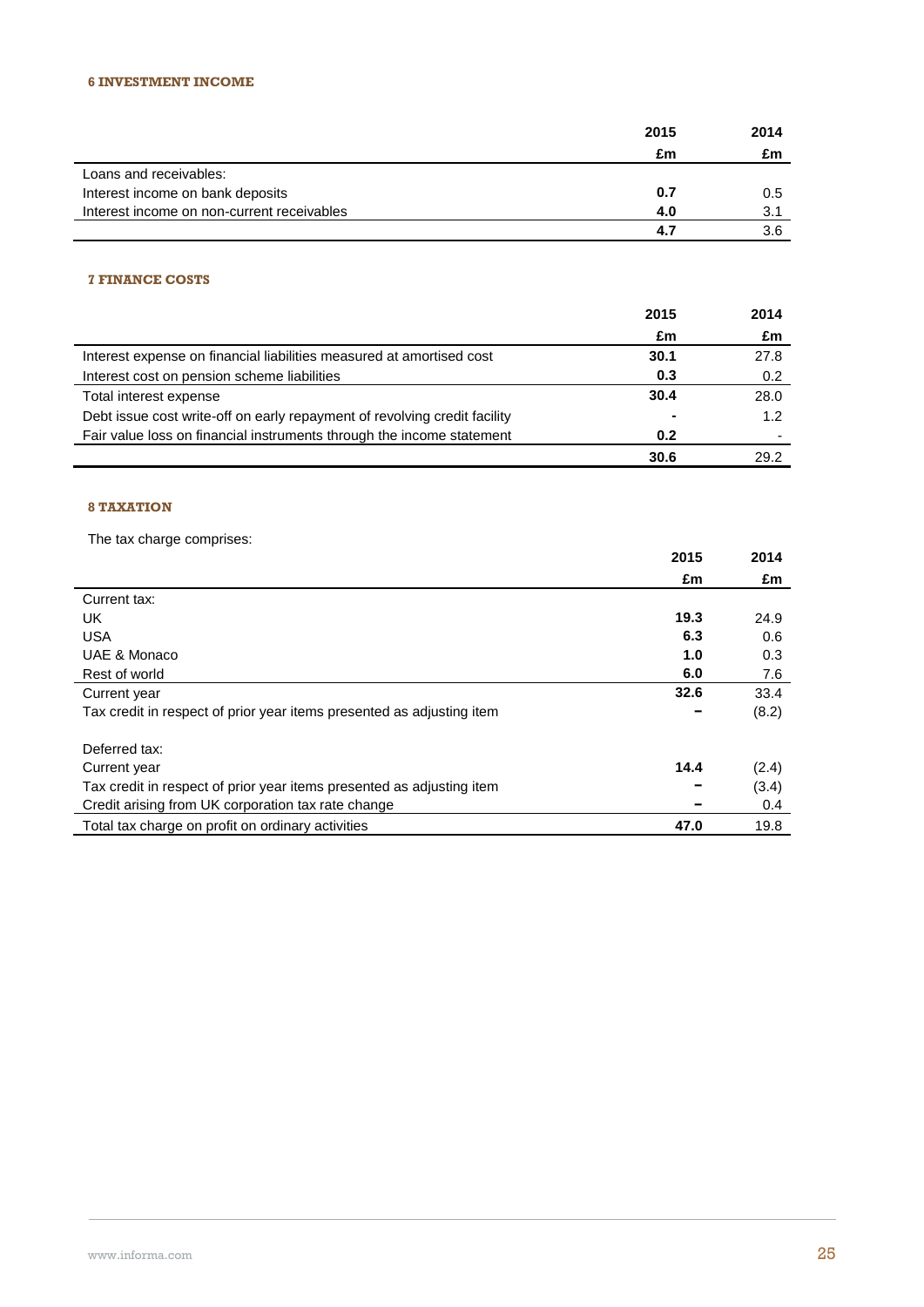### 6 INVESTMENT INCOME

| | 2015 | 2014 |
|---|---|---|
| | £m | £m |
| Loans and receivables: | | |
| Interest income on bank deposits | **0.7** | 0.5 |
| Interest income on non-current receivables | **4.0** | 3.1 |
| | **4.7** | 3.6 |

### 7 FINANCE COSTS

| | 2015 | 2014 |
|---|---|---|
| | £m | £m |
| Interest expense on financial liabilities measured at amortised cost | **30.1** | 27.8 |
| Interest cost on pension scheme liabilities | **0.3** | 0.2 |
| Total interest expense | **30.4** | 28.0 |
| Debt issue cost write-off on early repayment of revolving credit facility | **-** | 1.2 |
| Fair value loss on financial instruments through the income statement | **0.2** | - |
| | **30.6** | 29.2 |

### 8 TAXATION

The tax charge comprises:

| | 2015 | 2014 |
|---|---|---|
| | £m | £m |
| Current tax: | | |
| UK | **19.3** | 24.9 |
| USA | **6.3** | 0.6 |
| UAE & Monaco | **1.0** | 0.3 |
| Rest of world | **6.0** | 7.6 |
| Current year | **32.6** | 33.4 |
| Tax credit in respect of prior year items presented as adjusting item | **–** | (8.2) |
| | | |
| Deferred tax: | | |
| Current year | **14.4** | (2.4) |
| Tax credit in respect of prior year items presented as adjusting item | **–** | (3.4) |
| Credit arising from UK corporation tax rate change | **–** | 0.4 |
| Total tax charge on profit on ordinary activities | **47.0** | 19.8 |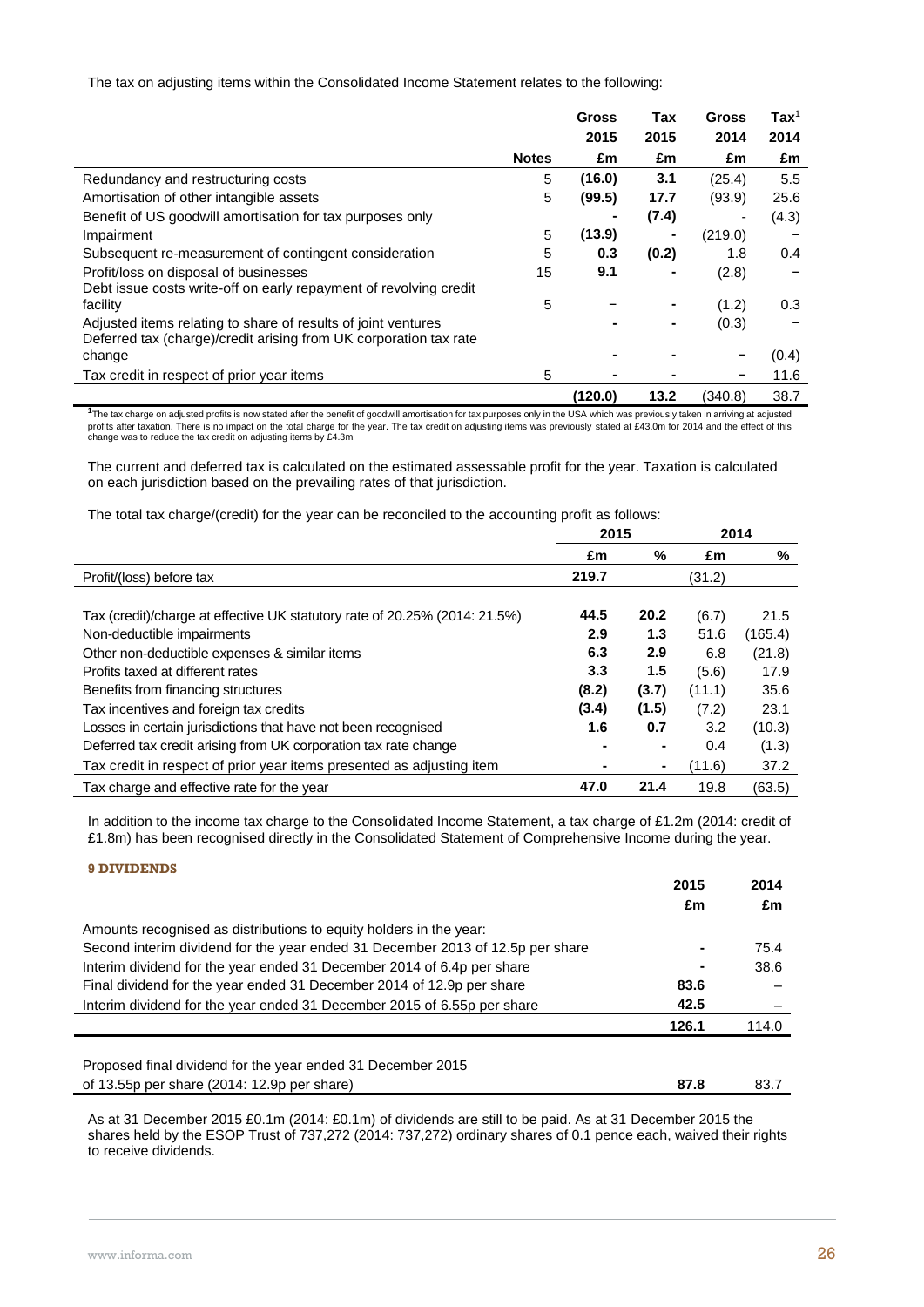The tax on adjusting items within the Consolidated Income Statement relates to the following:

| | Notes | Gross 2015 £m | Tax 2015 £m | Gross 2014 £m | Tax[1] 2014 £m |
|---|---|---|---|---|---|
| Redundancy and restructuring costs | 5 | **(16.0)** | **3.1** | (25.4) | 5.5 |
| Amortisation of other intangible assets | 5 | **(99.5)** | **17.7** | (93.9) | 25.6 |
| Benefit of US goodwill amortisation for tax purposes only | | **-** | **(7.4)** | - | (4.3) |
| Impairment | 5 | **(13.9)** | **-** | (219.0) | – |
| Subsequent re-measurement of contingent consideration | 5 | **0.3** | **(0.2)** | 1.8 | 0.4 |
| Profit/loss on disposal of businesses | 15 | **9.1** | **-** | (2.8) | – |
| Debt issue costs write-off on early repayment of revolving credit facility | 5 | **–** | **-** | (1.2) | 0.3 |
| Adjusted items relating to share of results of joint ventures | | **-** | **-** | (0.3) | – |
| Deferred tax (charge)/credit arising from UK corporation tax rate change | | **-** | **-** | – | (0.4) |
| Tax credit in respect of prior year items | 5 | **-** | **-** | – | 11.6 |
| | | **(120.0)** | **13.2** | (340.8) | 38.7 |

[1]The tax charge on adjusted profits is now stated after the benefit of goodwill amortisation for tax purposes only in the USA which was previously taken in arriving at adjusted profits after taxation. There is no impact on the total charge for the year. The tax credit on adjusting items was previously stated at £43.0m for 2014 and the effect of this change was to reduce the tax credit on adjusting items by £4.3m.

The current and deferred tax is calculated on the estimated assessable profit for the year. Taxation is calculated on each jurisdiction based on the prevailing rates of that jurisdiction.

The total tax charge/(credit) for the year can be reconciled to the accounting profit as follows:

| | 2015 | | 2014 | |
|---|---|---|---|---|
| | £m | % | £m | % |
| Profit/(loss) before tax | **219.7** | | (31.2) | |
| Tax (credit)/charge at effective UK statutory rate of 20.25% (2014: 21.5%) | **44.5** | **20.2** | (6.7) | 21.5 |
| Non-deductible impairments | **2.9** | **1.3** | 51.6 | (165.4) |
| Other non-deductible expenses & similar items | **6.3** | **2.9** | 6.8 | (21.8) |
| Profits taxed at different rates | **3.3** | **1.5** | (5.6) | 17.9 |
| Benefits from financing structures | **(8.2)** | **(3.7)** | (11.1) | 35.6 |
| Tax incentives and foreign tax credits | **(3.4)** | **(1.5)** | (7.2) | 23.1 |
| Losses in certain jurisdictions that have not been recognised | **1.6** | **0.7** | 3.2 | (10.3) |
| Deferred tax credit arising from UK corporation tax rate change | **-** | **-** | 0.4 | (1.3) |
| Tax credit in respect of prior year items presented as adjusting item | **-** | **-** | (11.6) | 37.2 |
| Tax charge and effective rate for the year | **47.0** | **21.4** | 19.8 | (63.5) |

In addition to the income tax charge to the Consolidated Income Statement, a tax charge of £1.2m (2014: credit of £1.8m) has been recognised directly in the Consolidated Statement of Comprehensive Income during the year.

## 9 DIVIDENDS

| | 2015 £m | 2014 £m |
|---|---|---|
| Amounts recognised as distributions to equity holders in the year: | | |
| Second interim dividend for the year ended 31 December 2013 of 12.5p per share | **-** | 75.4 |
| Interim dividend for the year ended 31 December 2014 of 6.4p per share | **-** | 38.6 |
| Final dividend for the year ended 31 December 2014 of 12.9p per share | **83.6** | – |
| Interim dividend for the year ended 31 December 2015 of 6.55p per share | **42.5** | – |
| | **126.1** | 114.0 |
| Proposed final dividend for the year ended 31 December 2015 of 13.55p per share (2014: 12.9p per share) | **87.8** | 83.7 |

As at 31 December 2015 £0.1m (2014: £0.1m) of dividends are still to be paid. As at 31 December 2015 the shares held by the ESOP Trust of 737,272 (2014: 737,272) ordinary shares of 0.1 pence each, waived their rights to receive dividends.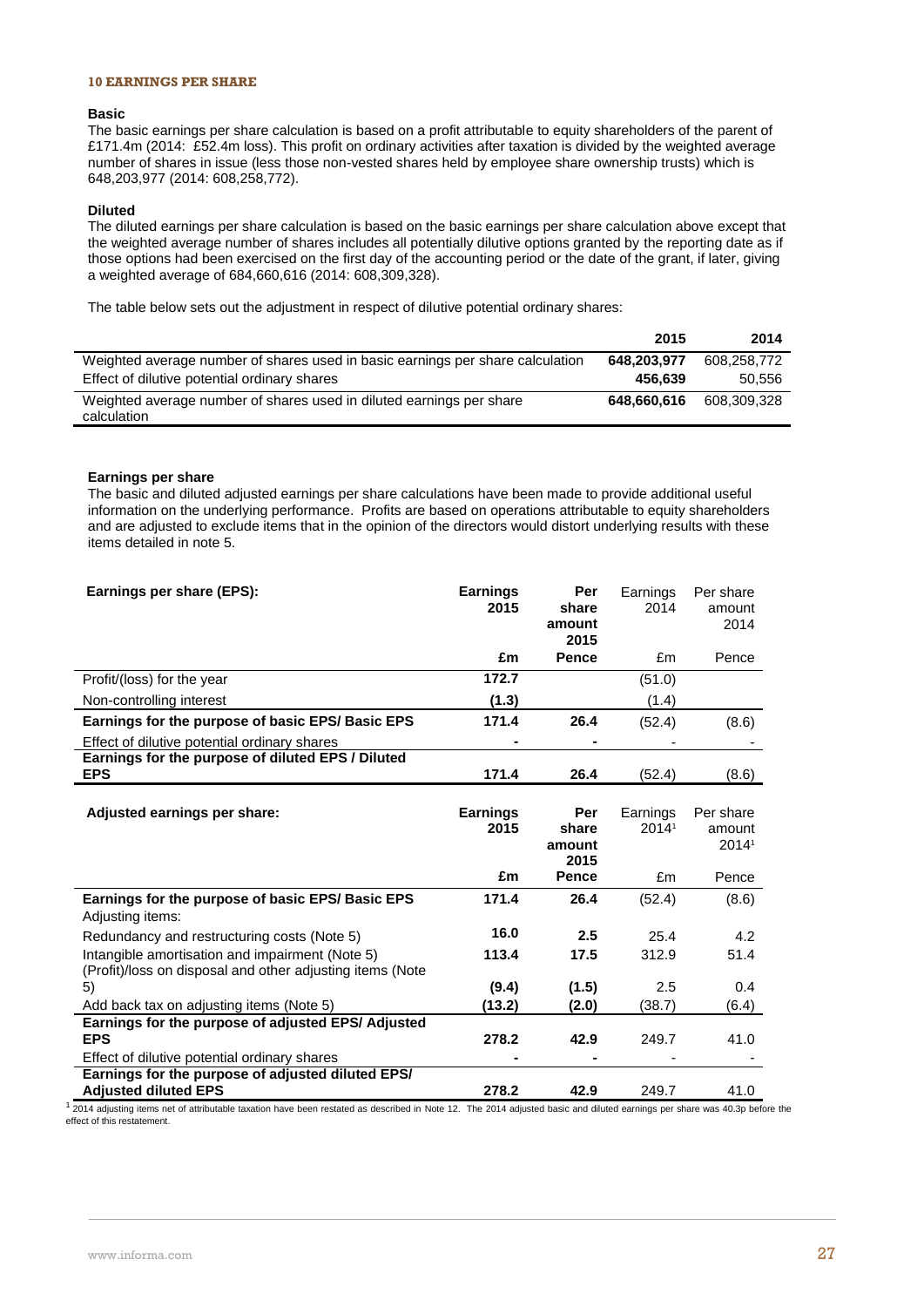## 10 EARNINGS PER SHARE

**Basic**

The basic earnings per share calculation is based on a profit attributable to equity shareholders of the parent of £171.4m (2014: £52.4m loss). This profit on ordinary activities after taxation is divided by the weighted average number of shares in issue (less those non-vested shares held by employee share ownership trusts) which is 648,203,977 (2014: 608,258,772).

**Diluted**

The diluted earnings per share calculation is based on the basic earnings per share calculation above except that the weighted average number of shares includes all potentially dilutive options granted by the reporting date as if those options had been exercised on the first day of the accounting period or the date of the grant, if later, giving a weighted average of 684,660,616 (2014: 608,309,328).

The table below sets out the adjustment in respect of dilutive potential ordinary shares:

| | **2015** | **2014** |
|---|---|---|
| Weighted average number of shares used in basic earnings per share calculation | **648,203,977** | 608,258,772 |
| Effect of dilutive potential ordinary shares | **456,639** | 50,556 |
| Weighted average number of shares used in diluted earnings per share calculation | **648,660,616** | 608,309,328 |

**Earnings per share**

The basic and diluted adjusted earnings per share calculations have been made to provide additional useful information on the underlying performance. Profits are based on operations attributable to equity shareholders and are adjusted to exclude items that in the opinion of the directors would distort underlying results with these items detailed in note 5.

| **Earnings per share (EPS):** | **Earnings 2015** | **Per share amount 2015** | Earnings 2014 | Per share amount 2014 |
|---|---|---|---|---|
| | **£m** | **Pence** | £m | Pence |
| Profit/(loss) for the year | **172.7** | | (51.0) | |
| Non-controlling interest | **(1.3)** | | (1.4) | |
| **Earnings for the purpose of basic EPS/ Basic EPS** | **171.4** | **26.4** | (52.4) | (8.6) |
| Effect of dilutive potential ordinary shares | **-** | **-** | - | - |
| **Earnings for the purpose of diluted EPS / Diluted EPS** | **171.4** | **26.4** | (52.4) | (8.6) |

| **Adjusted earnings per share:** | **Earnings 2015** | **Per share amount 2015** | Earnings 2014[1] | Per share amount 2014[1] |
|---|---|---|---|---|
| | **£m** | **Pence** | £m | Pence |
| **Earnings for the purpose of basic EPS/ Basic EPS** | **171.4** | **26.4** | (52.4) | (8.6) |
| Adjusting items: | | | | |
| Redundancy and restructuring costs (Note 5) | **16.0** | **2.5** | 25.4 | 4.2 |
| Intangible amortisation and impairment (Note 5) | **113.4** | **17.5** | 312.9 | 51.4 |
| (Profit)/loss on disposal and other adjusting items (Note 5) | **(9.4)** | **(1.5)** | 2.5 | 0.4 |
| Add back tax on adjusting items (Note 5) | **(13.2)** | **(2.0)** | (38.7) | (6.4) |
| **Earnings for the purpose of adjusted EPS/ Adjusted EPS** | **278.2** | **42.9** | 249.7 | 41.0 |
| Effect of dilutive potential ordinary shares | **-** | **-** | - | - |
| **Earnings for the purpose of adjusted diluted EPS/ Adjusted diluted EPS** | **278.2** | **42.9** | 249.7 | 41.0 |

[1] 2014 adjusting items net of attributable taxation have been restated as described in Note 12. The 2014 adjusted basic and diluted earnings per share was 40.3p before the effect of this restatement.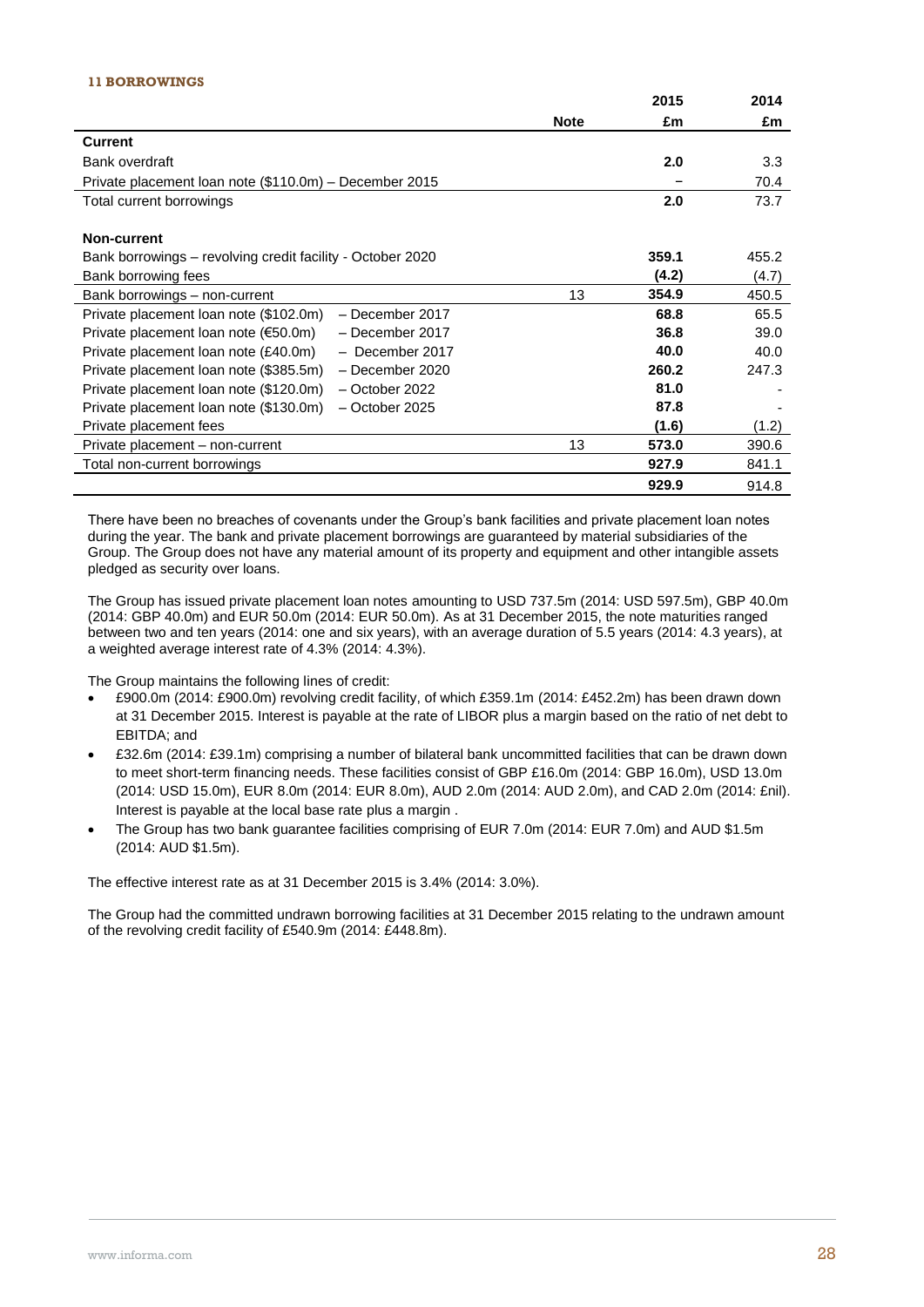### 11 BORROWINGS

| | Note | 2015 £m | 2014 £m |
|---|---|---|---|
| **Current** | | | |
| Bank overdraft | | **2.0** | 3.3 |
| Private placement loan note ($110.0m) – December 2015 | | – | 70.4 |
| Total current borrowings | | **2.0** | 73.7 |
| | | | |
| **Non-current** | | | |
| Bank borrowings – revolving credit facility - October 2020 | | **359.1** | 455.2 |
| Bank borrowing fees | | **(4.2)** | (4.7) |
| Bank borrowings – non-current | 13 | **354.9** | 450.5 |
| Private placement loan note ($102.0m) – December 2017 | | **68.8** | 65.5 |
| Private placement loan note (€50.0m) – December 2017 | | **36.8** | 39.0 |
| Private placement loan note (£40.0m) – December 2017 | | **40.0** | 40.0 |
| Private placement loan note ($385.5m) – December 2020 | | **260.2** | 247.3 |
| Private placement loan note ($120.0m) – October 2022 | | **81.0** | - |
| Private placement loan note ($130.0m) – October 2025 | | **87.8** | - |
| Private placement fees | | **(1.6)** | (1.2) |
| Private placement – non-current | 13 | **573.0** | 390.6 |
| Total non-current borrowings | | **927.9** | 841.1 |
| | | **929.9** | 914.8 |

There have been no breaches of covenants under the Group's bank facilities and private placement loan notes during the year. The bank and private placement borrowings are guaranteed by material subsidiaries of the Group. The Group does not have any material amount of its property and equipment and other intangible assets pledged as security over loans.

The Group has issued private placement loan notes amounting to USD 737.5m (2014: USD 597.5m), GBP 40.0m (2014: GBP 40.0m) and EUR 50.0m (2014: EUR 50.0m). As at 31 December 2015, the note maturities ranged between two and ten years (2014: one and six years), with an average duration of 5.5 years (2014: 4.3 years), at a weighted average interest rate of 4.3% (2014: 4.3%).

The Group maintains the following lines of credit:

- £900.0m (2014: £900.0m) revolving credit facility, of which £359.1m (2014: £452.2m) has been drawn down at 31 December 2015. Interest is payable at the rate of LIBOR plus a margin based on the ratio of net debt to EBITDA; and
- £32.6m (2014: £39.1m) comprising a number of bilateral bank uncommitted facilities that can be drawn down to meet short-term financing needs. These facilities consist of GBP £16.0m (2014: GBP 16.0m), USD 13.0m (2014: USD 15.0m), EUR 8.0m (2014: EUR 8.0m), AUD 2.0m (2014: AUD 2.0m), and CAD 2.0m (2014: £nil). Interest is payable at the local base rate plus a margin .
- The Group has two bank guarantee facilities comprising of EUR 7.0m (2014: EUR 7.0m) and AUD $1.5m (2014: AUD $1.5m).

The effective interest rate as at 31 December 2015 is 3.4% (2014: 3.0%).

The Group had the committed undrawn borrowing facilities at 31 December 2015 relating to the undrawn amount of the revolving credit facility of £540.9m (2014: £448.8m).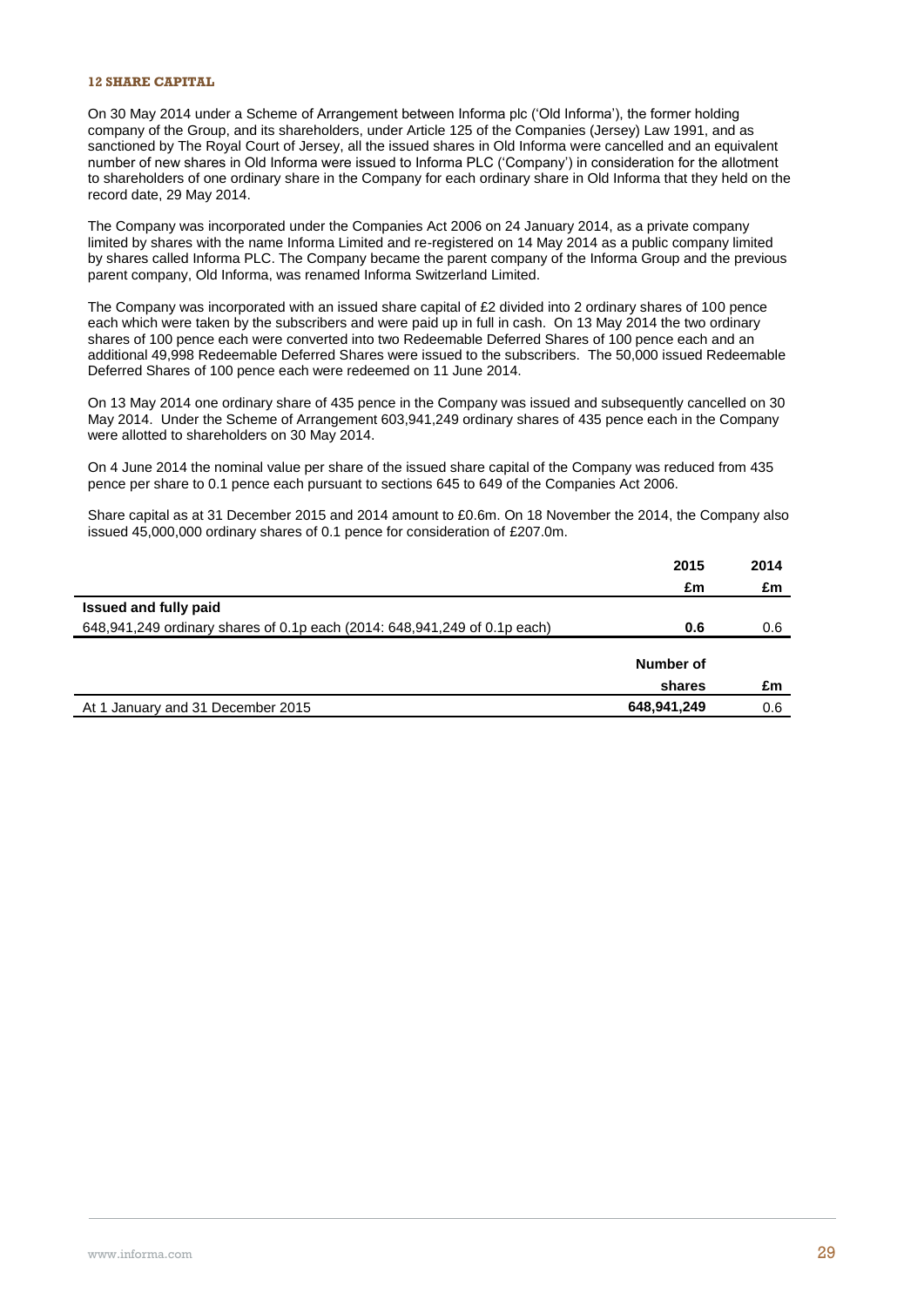### 12 SHARE CAPITAL

On 30 May 2014 under a Scheme of Arrangement between Informa plc ('Old Informa'), the former holding company of the Group, and its shareholders, under Article 125 of the Companies (Jersey) Law 1991, and as sanctioned by The Royal Court of Jersey, all the issued shares in Old Informa were cancelled and an equivalent number of new shares in Old Informa were issued to Informa PLC ('Company') in consideration for the allotment to shareholders of one ordinary share in the Company for each ordinary share in Old Informa that they held on the record date, 29 May 2014.

The Company was incorporated under the Companies Act 2006 on 24 January 2014, as a private company limited by shares with the name Informa Limited and re-registered on 14 May 2014 as a public company limited by shares called Informa PLC. The Company became the parent company of the Informa Group and the previous parent company, Old Informa, was renamed Informa Switzerland Limited.

The Company was incorporated with an issued share capital of £2 divided into 2 ordinary shares of 100 pence each which were taken by the subscribers and were paid up in full in cash. On 13 May 2014 the two ordinary shares of 100 pence each were converted into two Redeemable Deferred Shares of 100 pence each and an additional 49,998 Redeemable Deferred Shares were issued to the subscribers. The 50,000 issued Redeemable Deferred Shares of 100 pence each were redeemed on 11 June 2014.

On 13 May 2014 one ordinary share of 435 pence in the Company was issued and subsequently cancelled on 30 May 2014. Under the Scheme of Arrangement 603,941,249 ordinary shares of 435 pence each in the Company were allotted to shareholders on 30 May 2014.

On 4 June 2014 the nominal value per share of the issued share capital of the Company was reduced from 435 pence per share to 0.1 pence each pursuant to sections 645 to 649 of the Companies Act 2006.

Share capital as at 31 December 2015 and 2014 amount to £0.6m. On 18 November the 2014, the Company also issued 45,000,000 ordinary shares of 0.1 pence for consideration of £207.0m.

| | 2015 £m | 2014 £m |
|---|---|---|
| **Issued and fully paid** | | |
| 648,941,249 ordinary shares of 0.1p each (2014: 648,941,249 of 0.1p each) | **0.6** | 0.6 |

| | Number of shares | £m |
|---|---|---|
| At 1 January and 31 December 2015 | **648,941,249** | 0.6 |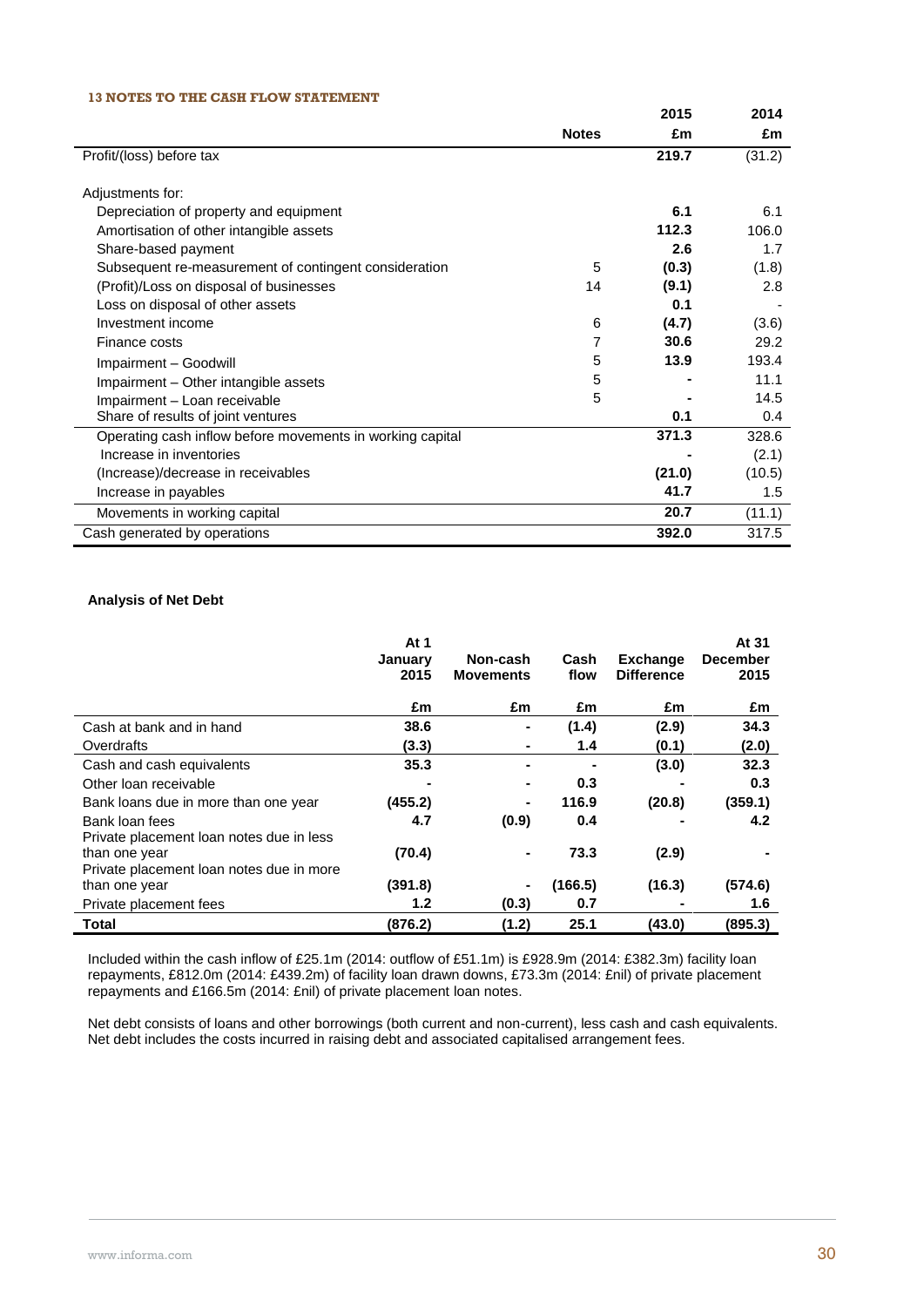### 13 NOTES TO THE CASH FLOW STATEMENT

| | Notes | 2015 £m | 2014 £m |
|---|---|---|---|
| Profit/(loss) before tax | | **219.7** | (31.2) |
| | | | |
| Adjustments for: | | | |
| Depreciation of property and equipment | | **6.1** | 6.1 |
| Amortisation of other intangible assets | | **112.3** | 106.0 |
| Share-based payment | | **2.6** | 1.7 |
| Subsequent re-measurement of contingent consideration | 5 | **(0.3)** | (1.8) |
| (Profit)/Loss on disposal of businesses | 14 | **(9.1)** | 2.8 |
| Loss on disposal of other assets | | **0.1** | - |
| Investment income | 6 | **(4.7)** | (3.6) |
| Finance costs | 7 | **30.6** | 29.2 |
| Impairment – Goodwill | 5 | **13.9** | 193.4 |
| Impairment – Other intangible assets | 5 | **-** | 11.1 |
| Impairment – Loan receivable | 5 | **-** | 14.5 |
| Share of results of joint ventures | | **0.1** | 0.4 |
| Operating cash inflow before movements in working capital | | **371.3** | 328.6 |
| Increase in inventories | | **-** | (2.1) |
| (Increase)/decrease in receivables | | **(21.0)** | (10.5) |
| Increase in payables | | **41.7** | 1.5 |
| Movements in working capital | | **20.7** | (11.1) |
| Cash generated by operations | | **392.0** | 317.5 |

**Analysis of Net Debt**

| | At 1 January 2015 £m | Non-cash Movements £m | Cash flow £m | Exchange Difference £m | At 31 December 2015 £m |
|---|---|---|---|---|---|
| Cash at bank and in hand | **38.6** | **-** | **(1.4)** | **(2.9)** | **34.3** |
| Overdrafts | **(3.3)** | **-** | **1.4** | **(0.1)** | **(2.0)** |
| Cash and cash equivalents | **35.3** | **-** | **-** | **(3.0)** | **32.3** |
| Other loan receivable | **-** | **-** | **0.3** | **-** | **0.3** |
| Bank loans due in more than one year | **(455.2)** | **-** | **116.9** | **(20.8)** | **(359.1)** |
| Bank loan fees | **4.7** | **(0.9)** | **0.4** | **-** | **4.2** |
| Private placement loan notes due in less than one year | **(70.4)** | **-** | **73.3** | **(2.9)** | **-** |
| Private placement loan notes due in more than one year | **(391.8)** | **-** | **(166.5)** | **(16.3)** | **(574.6)** |
| Private placement fees | **1.2** | **(0.3)** | **0.7** | **-** | **1.6** |
| **Total** | **(876.2)** | **(1.2)** | **25.1** | **(43.0)** | **(895.3)** |

Included within the cash inflow of £25.1m (2014: outflow of £51.1m) is £928.9m (2014: £382.3m) facility loan repayments, £812.0m (2014: £439.2m) of facility loan drawn downs, £73.3m (2014: £nil) of private placement repayments and £166.5m (2014: £nil) of private placement loan notes.

Net debt consists of loans and other borrowings (both current and non-current), less cash and cash equivalents. Net debt includes the costs incurred in raising debt and associated capitalised arrangement fees.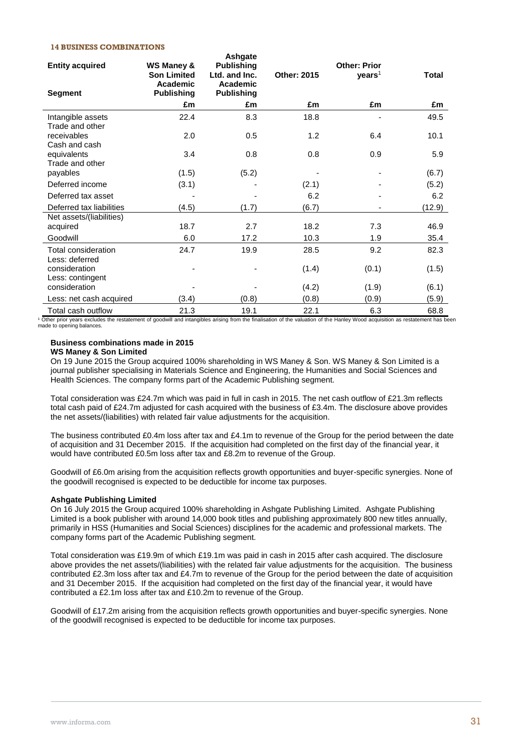**14 BUSINESS COMBINATIONS**

| Entity acquired<br><br>Segment | WS Maney & Son Limited<br>Academic Publishing | Ashgate Publishing Ltd. and Inc.<br>Academic Publishing | Other: 2015 | Other: Prior years[1] | Total |
|---|---|---|---|---|---|
| | £m | £m | £m | £m | £m |
| Intangible assets | 22.4 | 8.3 | 18.8 | - | 49.5 |
| Trade and other receivables | 2.0 | 0.5 | 1.2 | 6.4 | 10.1 |
| Cash and cash equivalents | 3.4 | 0.8 | 0.8 | 0.9 | 5.9 |
| Trade and other payables | (1.5) | (5.2) | - | - | (6.7) |
| Deferred income | (3.1) | - | (2.1) | - | (5.2) |
| Deferred tax asset | - | - | 6.2 | - | 6.2 |
| Deferred tax liabilities | (4.5) | (1.7) | (6.7) | - | (12.9) |
| Net assets/(liabilities) acquired | 18.7 | 2.7 | 18.2 | 7.3 | 46.9 |
| Goodwill | 6.0 | 17.2 | 10.3 | 1.9 | 35.4 |
| Total consideration | 24.7 | 19.9 | 28.5 | 9.2 | 82.3 |
| Less: deferred consideration | - | - | (1.4) | (0.1) | (1.5) |
| Less: contingent consideration | - | - | (4.2) | (1.9) | (6.1) |
| Less: net cash acquired | (3.4) | (0.8) | (0.8) | (0.9) | (5.9) |
| Total cash outflow | 21.3 | 19.1 | 22.1 | 6.3 | 68.8 |

[1] Other prior years excludes the restatement of goodwill and intangibles arising from the finalisation of the valuation of the Hanley Wood acquisition as restatement has been made to opening balances.

**Business combinations made in 2015**

**WS Maney & Son Limited**

On 19 June 2015 the Group acquired 100% shareholding in WS Maney & Son. WS Maney & Son Limited is a journal publisher specialising in Materials Science and Engineering, the Humanities and Social Sciences and Health Sciences. The company forms part of the Academic Publishing segment.

Total consideration was £24.7m which was paid in full in cash in 2015. The net cash outflow of £21.3m reflects total cash paid of £24.7m adjusted for cash acquired with the business of £3.4m. The disclosure above provides the net assets/(liabilities) with related fair value adjustments for the acquisition.

The business contributed £0.4m loss after tax and £4.1m to revenue of the Group for the period between the date of acquisition and 31 December 2015. If the acquisition had completed on the first day of the financial year, it would have contributed £0.5m loss after tax and £8.2m to revenue of the Group.

Goodwill of £6.0m arising from the acquisition reflects growth opportunities and buyer-specific synergies. None of the goodwill recognised is expected to be deductible for income tax purposes.

**Ashgate Publishing Limited**

On 16 July 2015 the Group acquired 100% shareholding in Ashgate Publishing Limited. Ashgate Publishing Limited is a book publisher with around 14,000 book titles and publishing approximately 800 new titles annually, primarily in HSS (Humanities and Social Sciences) disciplines for the academic and professional markets. The company forms part of the Academic Publishing segment.

Total consideration was £19.9m of which £19.1m was paid in cash in 2015 after cash acquired. The disclosure above provides the net assets/(liabilities) with the related fair value adjustments for the acquisition. The business contributed £2.3m loss after tax and £4.7m to revenue of the Group for the period between the date of acquisition and 31 December 2015. If the acquisition had completed on the first day of the financial year, it would have contributed a £2.1m loss after tax and £10.2m to revenue of the Group.

Goodwill of £17.2m arising from the acquisition reflects growth opportunities and buyer-specific synergies. None of the goodwill recognised is expected to be deductible for income tax purposes.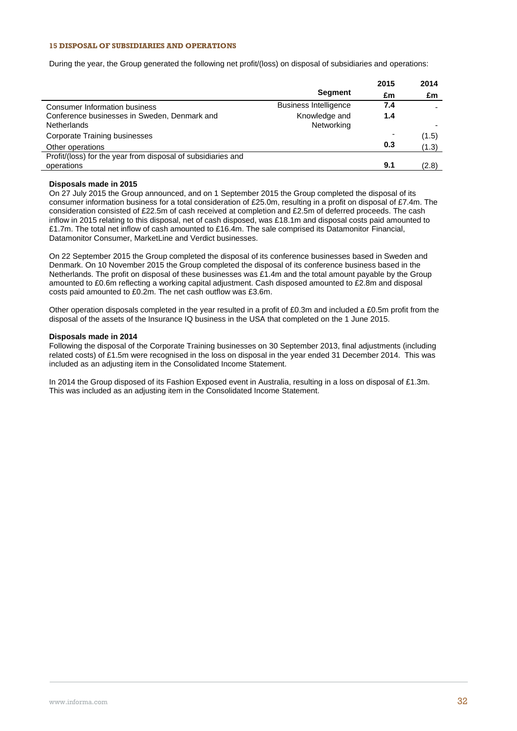### 15 DISPOSAL OF SUBSIDIARIES AND OPERATIONS

During the year, the Group generated the following net profit/(loss) on disposal of subsidiaries and operations:

| | Segment | 2015 £m | 2014 £m |
|---|---|---|---|
| Consumer Information business | Business Intelligence | **7.4** | - |
| Conference businesses in Sweden, Denmark and Netherlands | Knowledge and Networking | **1.4** | - |
| Corporate Training businesses | | - | (1.5) |
| Other operations | | **0.3** | (1.3) |
| Profit/(loss) for the year from disposal of subsidiaries and operations | | **9.1** | (2.8) |

**Disposals made in 2015**

On 27 July 2015 the Group announced, and on 1 September 2015 the Group completed the disposal of its consumer information business for a total consideration of £25.0m, resulting in a profit on disposal of £7.4m. The consideration consisted of £22.5m of cash received at completion and £2.5m of deferred proceeds. The cash inflow in 2015 relating to this disposal, net of cash disposed, was £18.1m and disposal costs paid amounted to £1.7m. The total net inflow of cash amounted to £16.4m. The sale comprised its Datamonitor Financial, Datamonitor Consumer, MarketLine and Verdict businesses.

On 22 September 2015 the Group completed the disposal of its conference businesses based in Sweden and Denmark. On 10 November 2015 the Group completed the disposal of its conference business based in the Netherlands. The profit on disposal of these businesses was £1.4m and the total amount payable by the Group amounted to £0.6m reflecting a working capital adjustment. Cash disposed amounted to £2.8m and disposal costs paid amounted to £0.2m. The net cash outflow was £3.6m.

Other operation disposals completed in the year resulted in a profit of £0.3m and included a £0.5m profit from the disposal of the assets of the Insurance IQ business in the USA that completed on the 1 June 2015.

**Disposals made in 2014**

Following the disposal of the Corporate Training businesses on 30 September 2013, final adjustments (including related costs) of £1.5m were recognised in the loss on disposal in the year ended 31 December 2014. This was included as an adjusting item in the Consolidated Income Statement.

In 2014 the Group disposed of its Fashion Exposed event in Australia, resulting in a loss on disposal of £1.3m. This was included as an adjusting item in the Consolidated Income Statement.